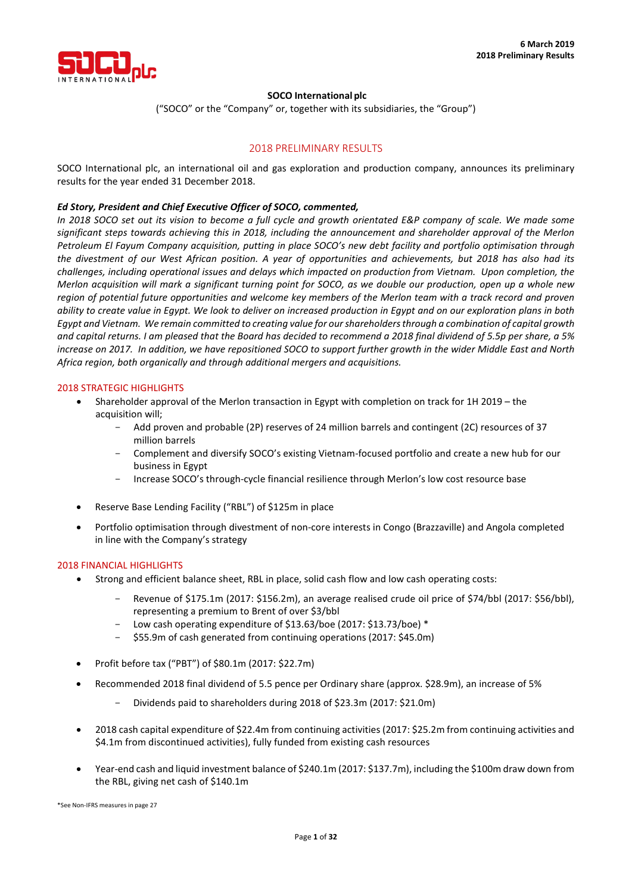6 March 2019
**2018 Preliminary Results**

**SOCO International plc**

("SOCO" or the "Company" or, together with its subsidiaries, the "Group")

## 2018 PRELIMINARY RESULTS

SOCO International plc, an international oil and gas exploration and production company, announces its preliminary results for the year ended 31 December 2018.

***Ed Story, President and Chief Executive Officer of SOCO, commented,***

*In 2018 SOCO set out its vision to become a full cycle and growth orientated E&P company of scale. We made some significant steps towards achieving this in 2018, including the announcement and shareholder approval of the Merlon Petroleum El Fayum Company acquisition, putting in place SOCO's new debt facility and portfolio optimisation through the divestment of our West African position. A year of opportunities and achievements, but 2018 has also had its challenges, including operational issues and delays which impacted on production from Vietnam. Upon completion, the Merlon acquisition will mark a significant turning point for SOCO, as we double our production, open up a whole new region of potential future opportunities and welcome key members of the Merlon team with a track record and proven ability to create value in Egypt. We look to deliver on increased production in Egypt and on our exploration plans in both Egypt and Vietnam. We remain committed to creating value for our shareholders through a combination of capital growth and capital returns. I am pleased that the Board has decided to recommend a 2018 final dividend of 5.5p per share, a 5% increase on 2017. In addition, we have repositioned SOCO to support further growth in the wider Middle East and North Africa region, both organically and through additional mergers and acquisitions.*

### 2018 STRATEGIC HIGHLIGHTS

- Shareholder approval of the Merlon transaction in Egypt with completion on track for 1H 2019 – the acquisition will;
  - Add proven and probable (2P) reserves of 24 million barrels and contingent (2C) resources of 37 million barrels
  - Complement and diversify SOCO's existing Vietnam-focused portfolio and create a new hub for our business in Egypt
  - Increase SOCO's through-cycle financial resilience through Merlon's low cost resource base

- Reserve Base Lending Facility ("RBL") of $125m in place

- Portfolio optimisation through divestment of non-core interests in Congo (Brazzaville) and Angola completed in line with the Company's strategy

### 2018 FINANCIAL HIGHLIGHTS

- Strong and efficient balance sheet, RBL in place, solid cash flow and low cash operating costs:
  - Revenue of $175.1m (2017: $156.2m), an average realised crude oil price of $74/bbl (2017: $56/bbl), representing a premium to Brent of over $3/bbl
  - Low cash operating expenditure of $13.63/boe (2017: $13.73/boe) *
  - $55.9m of cash generated from continuing operations (2017: $45.0m)

- Profit before tax ("PBT") of $80.1m (2017: $22.7m)

- Recommended 2018 final dividend of 5.5 pence per Ordinary share (approx. $28.9m), an increase of 5%
  - Dividends paid to shareholders during 2018 of $23.3m (2017: $21.0m)

- 2018 cash capital expenditure of $22.4m from continuing activities (2017: $25.2m from continuing activities and $4.1m from discontinued activities), fully funded from existing cash resources

- Year-end cash and liquid investment balance of $240.1m (2017: $137.7m), including the $100m draw down from the RBL, giving net cash of $140.1m

*See Non-IFRS measures in page 27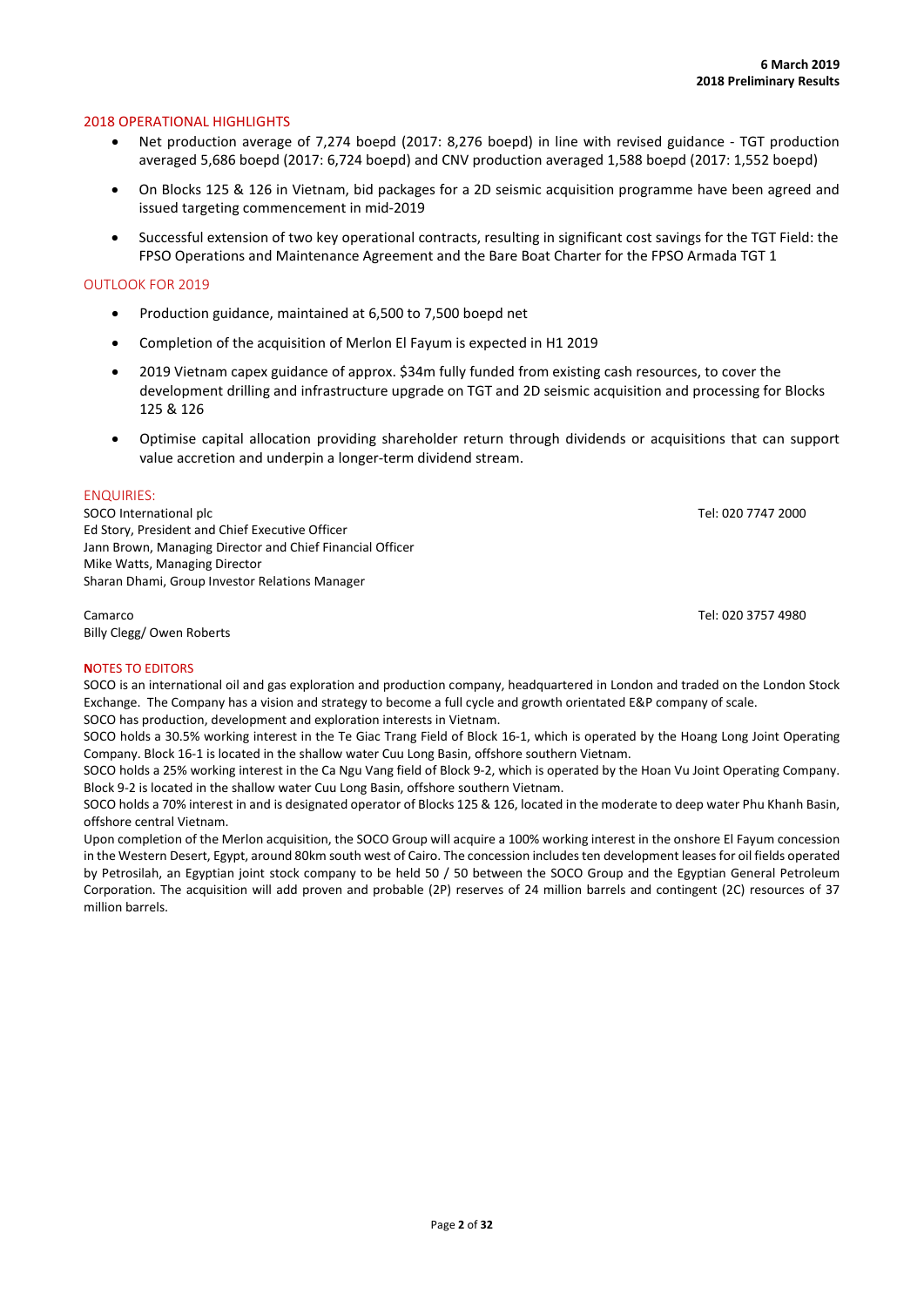**6 March 2019**
**2018 Preliminary Results**

## 2018 OPERATIONAL HIGHLIGHTS

- Net production average of 7,274 boepd (2017: 8,276 boepd) in line with revised guidance - TGT production averaged 5,686 boepd (2017: 6,724 boepd) and CNV production averaged 1,588 boepd (2017: 1,552 boepd)
- On Blocks 125 & 126 in Vietnam, bid packages for a 2D seismic acquisition programme have been agreed and issued targeting commencement in mid-2019
- Successful extension of two key operational contracts, resulting in significant cost savings for the TGT Field: the FPSO Operations and Maintenance Agreement and the Bare Boat Charter for the FPSO Armada TGT 1

## OUTLOOK FOR 2019

- Production guidance, maintained at 6,500 to 7,500 boepd net
- Completion of the acquisition of Merlon El Fayum is expected in H1 2019
- 2019 Vietnam capex guidance of approx. $34m fully funded from existing cash resources, to cover the development drilling and infrastructure upgrade on TGT and 2D seismic acquisition and processing for Blocks 125 & 126
- Optimise capital allocation providing shareholder return through dividends or acquisitions that can support value accretion and underpin a longer-term dividend stream.

## ENQUIRIES:

SOCO International plc — Tel: 020 7747 2000
Ed Story, President and Chief Executive Officer
Jann Brown, Managing Director and Chief Financial Officer
Mike Watts, Managing Director
Sharan Dhami, Group Investor Relations Manager

Camarco — Tel: 020 3757 4980
Billy Clegg/ Owen Roberts

## NOTES TO EDITORS

SOCO is an international oil and gas exploration and production company, headquartered in London and traded on the London Stock Exchange. The Company has a vision and strategy to become a full cycle and growth orientated E&P company of scale.
SOCO has production, development and exploration interests in Vietnam.
SOCO holds a 30.5% working interest in the Te Giac Trang Field of Block 16-1, which is operated by the Hoang Long Joint Operating Company. Block 16-1 is located in the shallow water Cuu Long Basin, offshore southern Vietnam.
SOCO holds a 25% working interest in the Ca Ngu Vang field of Block 9-2, which is operated by the Hoan Vu Joint Operating Company. Block 9-2 is located in the shallow water Cuu Long Basin, offshore southern Vietnam.
SOCO holds a 70% interest in and is designated operator of Blocks 125 & 126, located in the moderate to deep water Phu Khanh Basin, offshore central Vietnam.
Upon completion of the Merlon acquisition, the SOCO Group will acquire a 100% working interest in the onshore El Fayum concession in the Western Desert, Egypt, around 80km south west of Cairo. The concession includes ten development leases for oil fields operated by Petrosilah, an Egyptian joint stock company to be held 50 / 50 between the SOCO Group and the Egyptian General Petroleum Corporation. The acquisition will add proven and probable (2P) reserves of 24 million barrels and contingent (2C) resources of 37 million barrels.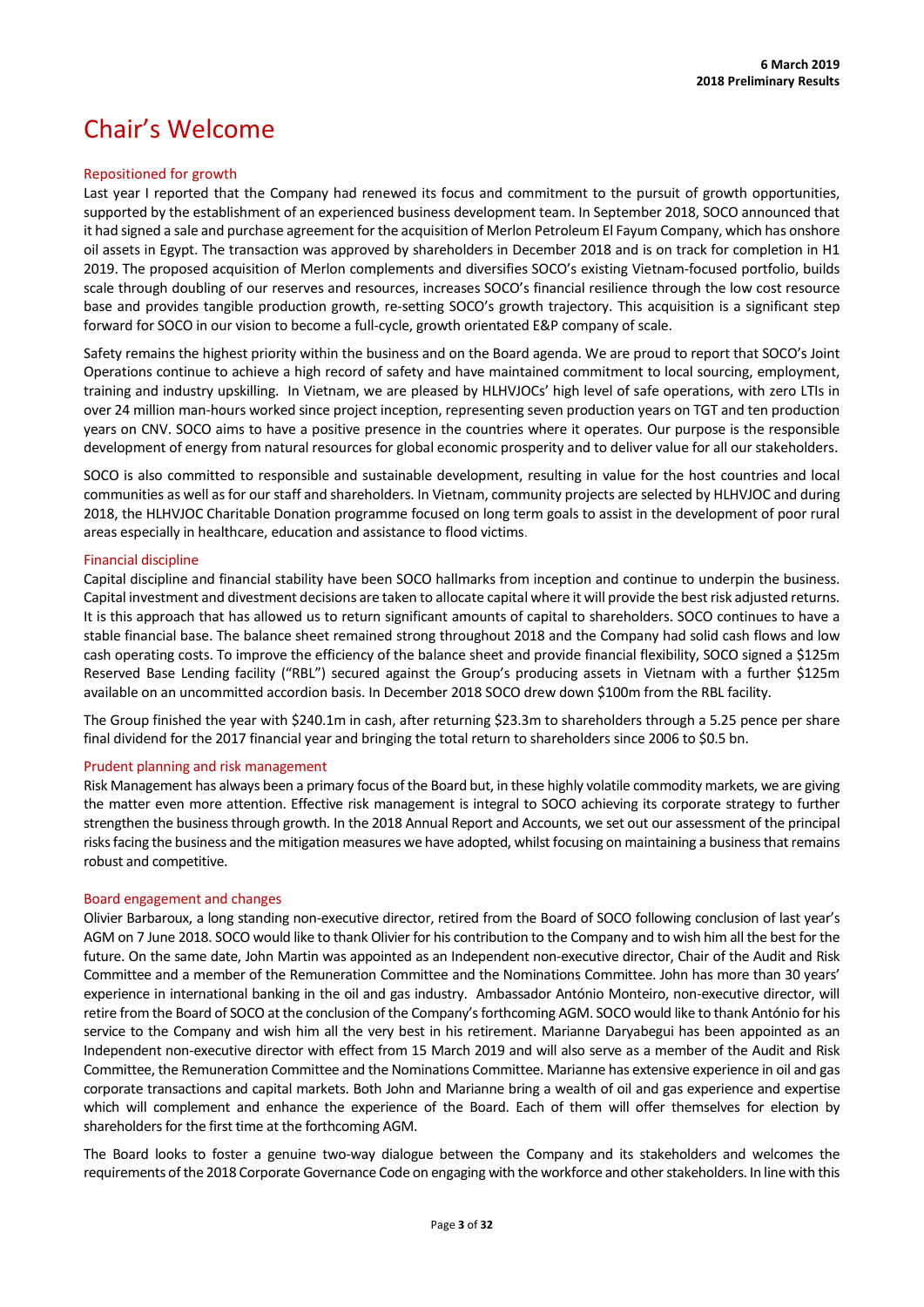# Chair's Welcome

## Repositioned for growth

Last year I reported that the Company had renewed its focus and commitment to the pursuit of growth opportunities, supported by the establishment of an experienced business development team. In September 2018, SOCO announced that it had signed a sale and purchase agreement for the acquisition of Merlon Petroleum El Fayum Company, which has onshore oil assets in Egypt. The transaction was approved by shareholders in December 2018 and is on track for completion in H1 2019. The proposed acquisition of Merlon complements and diversifies SOCO's existing Vietnam-focused portfolio, builds scale through doubling of our reserves and resources, increases SOCO's financial resilience through the low cost resource base and provides tangible production growth, re-setting SOCO's growth trajectory. This acquisition is a significant step forward for SOCO in our vision to become a full-cycle, growth orientated E&P company of scale.

Safety remains the highest priority within the business and on the Board agenda. We are proud to report that SOCO's Joint Operations continue to achieve a high record of safety and have maintained commitment to local sourcing, employment, training and industry upskilling. In Vietnam, we are pleased by HLHVJOCs' high level of safe operations, with zero LTIs in over 24 million man-hours worked since project inception, representing seven production years on TGT and ten production years on CNV. SOCO aims to have a positive presence in the countries where it operates. Our purpose is the responsible development of energy from natural resources for global economic prosperity and to deliver value for all our stakeholders.

SOCO is also committed to responsible and sustainable development, resulting in value for the host countries and local communities as well as for our staff and shareholders. In Vietnam, community projects are selected by HLHVJOC and during 2018, the HLHVJOC Charitable Donation programme focused on long term goals to assist in the development of poor rural areas especially in healthcare, education and assistance to flood victims.

## Financial discipline

Capital discipline and financial stability have been SOCO hallmarks from inception and continue to underpin the business. Capital investment and divestment decisions are taken to allocate capital where it will provide the best risk adjusted returns. It is this approach that has allowed us to return significant amounts of capital to shareholders. SOCO continues to have a stable financial base. The balance sheet remained strong throughout 2018 and the Company had solid cash flows and low cash operating costs. To improve the efficiency of the balance sheet and provide financial flexibility, SOCO signed a $125m Reserved Base Lending facility ("RBL") secured against the Group's producing assets in Vietnam with a further $125m available on an uncommitted accordion basis. In December 2018 SOCO drew down $100m from the RBL facility.

The Group finished the year with $240.1m in cash, after returning $23.3m to shareholders through a 5.25 pence per share final dividend for the 2017 financial year and bringing the total return to shareholders since 2006 to $0.5 bn.

## Prudent planning and risk management

Risk Management has always been a primary focus of the Board but, in these highly volatile commodity markets, we are giving the matter even more attention. Effective risk management is integral to SOCO achieving its corporate strategy to further strengthen the business through growth. In the 2018 Annual Report and Accounts, we set out our assessment of the principal risks facing the business and the mitigation measures we have adopted, whilst focusing on maintaining a business that remains robust and competitive.

## Board engagement and changes

Olivier Barbaroux, a long standing non-executive director, retired from the Board of SOCO following conclusion of last year's AGM on 7 June 2018. SOCO would like to thank Olivier for his contribution to the Company and to wish him all the best for the future. On the same date, John Martin was appointed as an Independent non-executive director, Chair of the Audit and Risk Committee and a member of the Remuneration Committee and the Nominations Committee. John has more than 30 years' experience in international banking in the oil and gas industry. Ambassador António Monteiro, non-executive director, will retire from the Board of SOCO at the conclusion of the Company's forthcoming AGM. SOCO would like to thank António for his service to the Company and wish him all the very best in his retirement. Marianne Daryabegui has been appointed as an Independent non-executive director with effect from 15 March 2019 and will also serve as a member of the Audit and Risk Committee, the Remuneration Committee and the Nominations Committee. Marianne has extensive experience in oil and gas corporate transactions and capital markets. Both John and Marianne bring a wealth of oil and gas experience and expertise which will complement and enhance the experience of the Board. Each of them will offer themselves for election by shareholders for the first time at the forthcoming AGM.

The Board looks to foster a genuine two-way dialogue between the Company and its stakeholders and welcomes the requirements of the 2018 Corporate Governance Code on engaging with the workforce and other stakeholders. In line with this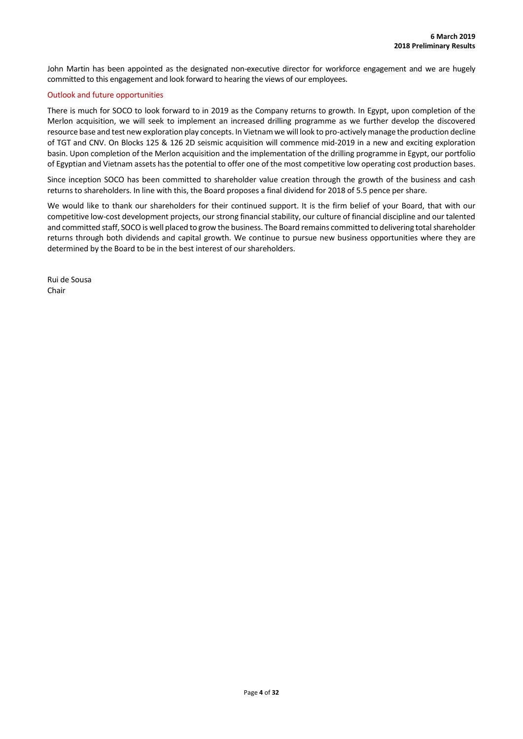John Martin has been appointed as the designated non-executive director for workforce engagement and we are hugely committed to this engagement and look forward to hearing the views of our employees.

## Outlook and future opportunities

There is much for SOCO to look forward to in 2019 as the Company returns to growth. In Egypt, upon completion of the Merlon acquisition, we will seek to implement an increased drilling programme as we further develop the discovered resource base and test new exploration play concepts. In Vietnam we will look to pro-actively manage the production decline of TGT and CNV. On Blocks 125 & 126 2D seismic acquisition will commence mid-2019 in a new and exciting exploration basin. Upon completion of the Merlon acquisition and the implementation of the drilling programme in Egypt, our portfolio of Egyptian and Vietnam assets has the potential to offer one of the most competitive low operating cost production bases.

Since inception SOCO has been committed to shareholder value creation through the growth of the business and cash returns to shareholders. In line with this, the Board proposes a final dividend for 2018 of 5.5 pence per share.

We would like to thank our shareholders for their continued support. It is the firm belief of your Board, that with our competitive low-cost development projects, our strong financial stability, our culture of financial discipline and our talented and committed staff, SOCO is well placed to grow the business. The Board remains committed to delivering total shareholder returns through both dividends and capital growth. We continue to pursue new business opportunities where they are determined by the Board to be in the best interest of our shareholders.

Rui de Sousa
Chair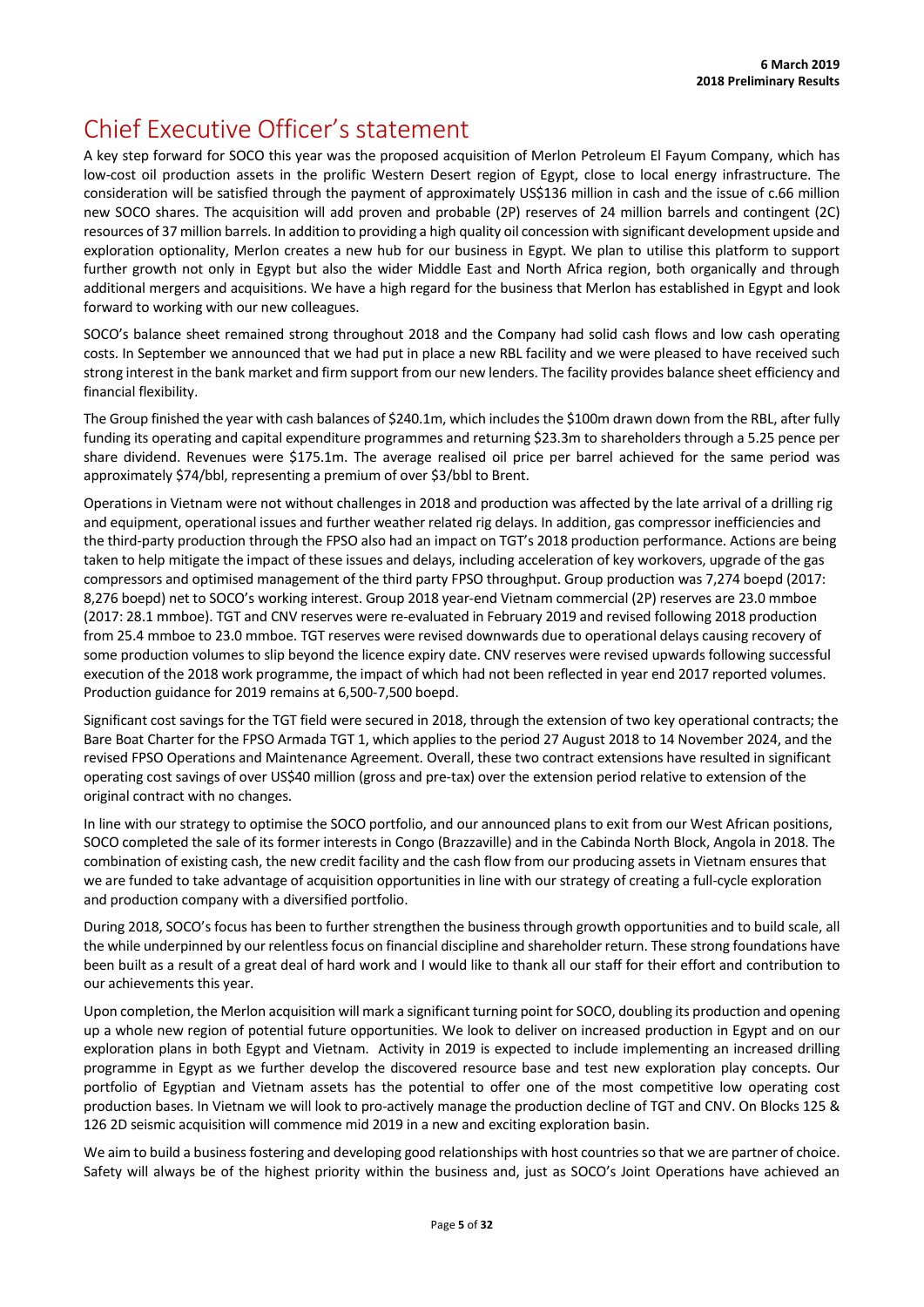# Chief Executive Officer's statement

A key step forward for SOCO this year was the proposed acquisition of Merlon Petroleum El Fayum Company, which has low-cost oil production assets in the prolific Western Desert region of Egypt, close to local energy infrastructure. The consideration will be satisfied through the payment of approximately US$136 million in cash and the issue of c.66 million new SOCO shares. The acquisition will add proven and probable (2P) reserves of 24 million barrels and contingent (2C) resources of 37 million barrels. In addition to providing a high quality oil concession with significant development upside and exploration optionality, Merlon creates a new hub for our business in Egypt. We plan to utilise this platform to support further growth not only in Egypt but also the wider Middle East and North Africa region, both organically and through additional mergers and acquisitions. We have a high regard for the business that Merlon has established in Egypt and look forward to working with our new colleagues.

SOCO's balance sheet remained strong throughout 2018 and the Company had solid cash flows and low cash operating costs. In September we announced that we had put in place a new RBL facility and we were pleased to have received such strong interest in the bank market and firm support from our new lenders. The facility provides balance sheet efficiency and financial flexibility.

The Group finished the year with cash balances of $240.1m, which includes the $100m drawn down from the RBL, after fully funding its operating and capital expenditure programmes and returning $23.3m to shareholders through a 5.25 pence per share dividend. Revenues were $175.1m. The average realised oil price per barrel achieved for the same period was approximately $74/bbl, representing a premium of over $3/bbl to Brent.

Operations in Vietnam were not without challenges in 2018 and production was affected by the late arrival of a drilling rig and equipment, operational issues and further weather related rig delays. In addition, gas compressor inefficiencies and the third-party production through the FPSO also had an impact on TGT's 2018 production performance. Actions are being taken to help mitigate the impact of these issues and delays, including acceleration of key workovers, upgrade of the gas compressors and optimised management of the third party FPSO throughput. Group production was 7,274 boepd (2017: 8,276 boepd) net to SOCO's working interest. Group 2018 year-end Vietnam commercial (2P) reserves are 23.0 mmboe (2017: 28.1 mmboe). TGT and CNV reserves were re-evaluated in February 2019 and revised following 2018 production from 25.4 mmboe to 23.0 mmboe. TGT reserves were revised downwards due to operational delays causing recovery of some production volumes to slip beyond the licence expiry date. CNV reserves were revised upwards following successful execution of the 2018 work programme, the impact of which had not been reflected in year end 2017 reported volumes. Production guidance for 2019 remains at 6,500-7,500 boepd.

Significant cost savings for the TGT field were secured in 2018, through the extension of two key operational contracts; the Bare Boat Charter for the FPSO Armada TGT 1, which applies to the period 27 August 2018 to 14 November 2024, and the revised FPSO Operations and Maintenance Agreement. Overall, these two contract extensions have resulted in significant operating cost savings of over US$40 million (gross and pre-tax) over the extension period relative to extension of the original contract with no changes.

In line with our strategy to optimise the SOCO portfolio, and our announced plans to exit from our West African positions, SOCO completed the sale of its former interests in Congo (Brazzaville) and in the Cabinda North Block, Angola in 2018. The combination of existing cash, the new credit facility and the cash flow from our producing assets in Vietnam ensures that we are funded to take advantage of acquisition opportunities in line with our strategy of creating a full-cycle exploration and production company with a diversified portfolio.

During 2018, SOCO's focus has been to further strengthen the business through growth opportunities and to build scale, all the while underpinned by our relentless focus on financial discipline and shareholder return. These strong foundations have been built as a result of a great deal of hard work and I would like to thank all our staff for their effort and contribution to our achievements this year.

Upon completion, the Merlon acquisition will mark a significant turning point for SOCO, doubling its production and opening up a whole new region of potential future opportunities. We look to deliver on increased production in Egypt and on our exploration plans in both Egypt and Vietnam. Activity in 2019 is expected to include implementing an increased drilling programme in Egypt as we further develop the discovered resource base and test new exploration play concepts. Our portfolio of Egyptian and Vietnam assets has the potential to offer one of the most competitive low operating cost production bases. In Vietnam we will look to pro-actively manage the production decline of TGT and CNV. On Blocks 125 & 126 2D seismic acquisition will commence mid 2019 in a new and exciting exploration basin.

We aim to build a business fostering and developing good relationships with host countries so that we are partner of choice. Safety will always be of the highest priority within the business and, just as SOCO's Joint Operations have achieved an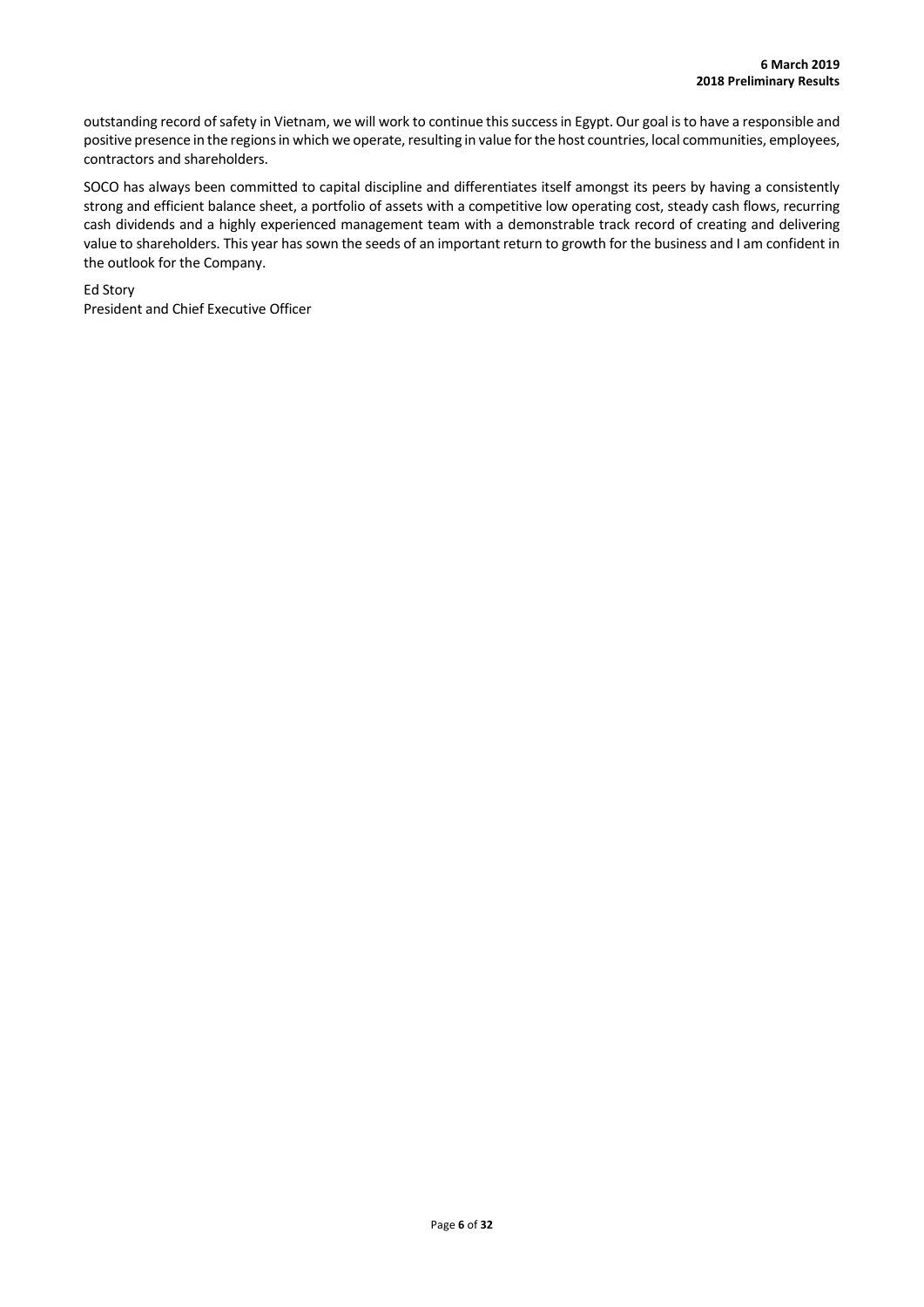outstanding record of safety in Vietnam, we will work to continue this success in Egypt. Our goal is to have a responsible and positive presence in the regions in which we operate, resulting in value for the host countries, local communities, employees, contractors and shareholders.

SOCO has always been committed to capital discipline and differentiates itself amongst its peers by having a consistently strong and efficient balance sheet, a portfolio of assets with a competitive low operating cost, steady cash flows, recurring cash dividends and a highly experienced management team with a demonstrable track record of creating and delivering value to shareholders. This year has sown the seeds of an important return to growth for the business and I am confident in the outlook for the Company.

Ed Story
President and Chief Executive Officer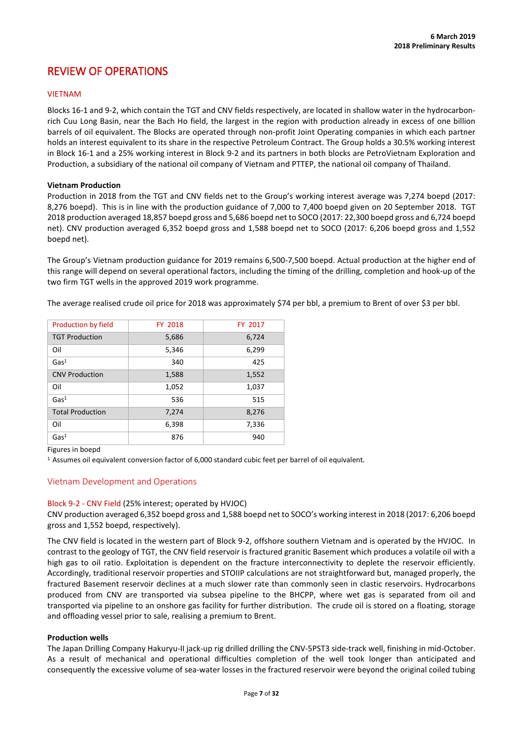## REVIEW OF OPERATIONS

### VIETNAM

Blocks 16-1 and 9-2, which contain the TGT and CNV fields respectively, are located in shallow water in the hydrocarbon-rich Cuu Long Basin, near the Bach Ho field, the largest in the region with production already in excess of one billion barrels of oil equivalent. The Blocks are operated through non-profit Joint Operating companies in which each partner holds an interest equivalent to its share in the respective Petroleum Contract. The Group holds a 30.5% working interest in Block 16-1 and a 25% working interest in Block 9-2 and its partners in both blocks are PetroVietnam Exploration and Production, a subsidiary of the national oil company of Vietnam and PTTEP, the national oil company of Thailand.

**Vietnam Production**

Production in 2018 from the TGT and CNV fields net to the Group's working interest average was 7,274 boepd (2017: 8,276 boepd). This is in line with the production guidance of 7,000 to 7,400 boepd given on 20 September 2018. TGT 2018 production averaged 18,857 boepd gross and 5,686 boepd net to SOCO (2017: 22,300 boepd gross and 6,724 boepd net). CNV production averaged 6,352 boepd gross and 1,588 boepd net to SOCO (2017: 6,206 boepd gross and 1,552 boepd net).

The Group's Vietnam production guidance for 2019 remains 6,500-7,500 boepd. Actual production at the higher end of this range will depend on several operational factors, including the timing of the drilling, completion and hook-up of the two firm TGT wells in the approved 2019 work programme.

The average realised crude oil price for 2018 was approximately $74 per bbl, a premium to Brent of over $3 per bbl.

| Production by field | FY 2018 | FY 2017 |
|---|---|---|
| TGT Production | 5,686 | 6,724 |
| Oil | 5,346 | 6,299 |
| Gas[1] | 340 | 425 |
| CNV Production | 1,588 | 1,552 |
| Oil | 1,052 | 1,037 |
| Gas[1] | 536 | 515 |
| Total Production | 7,274 | 8,276 |
| Oil | 6,398 | 7,336 |
| Gas[1] | 876 | 940 |

Figures in boepd

[1] Assumes oil equivalent conversion factor of 6,000 standard cubic feet per barrel of oil equivalent.

### Vietnam Development and Operations

Block 9-2 - CNV Field (25% interest; operated by HVJOC)

CNV production averaged 6,352 boepd gross and 1,588 boepd net to SOCO's working interest in 2018 (2017: 6,206 boepd gross and 1,552 boepd, respectively).

The CNV field is located in the western part of Block 9-2, offshore southern Vietnam and is operated by the HVJOC. In contrast to the geology of TGT, the CNV field reservoir is fractured granitic Basement which produces a volatile oil with a high gas to oil ratio. Exploitation is dependent on the fracture interconnectivity to deplete the reservoir efficiently. Accordingly, traditional reservoir properties and STOIIP calculations are not straightforward but, managed properly, the fractured Basement reservoir declines at a much slower rate than commonly seen in clastic reservoirs. Hydrocarbons produced from CNV are transported via subsea pipeline to the BHCPP, where wet gas is separated from oil and transported via pipeline to an onshore gas facility for further distribution. The crude oil is stored on a floating, storage and offloading vessel prior to sale, realising a premium to Brent.

**Production wells**

The Japan Drilling Company Hakuryu-II jack-up rig drilled drilling the CNV-5PST3 side-track well, finishing in mid-October. As a result of mechanical and operational difficulties completion of the well took longer than anticipated and consequently the excessive volume of sea-water losses in the fractured reservoir were beyond the original coiled tubing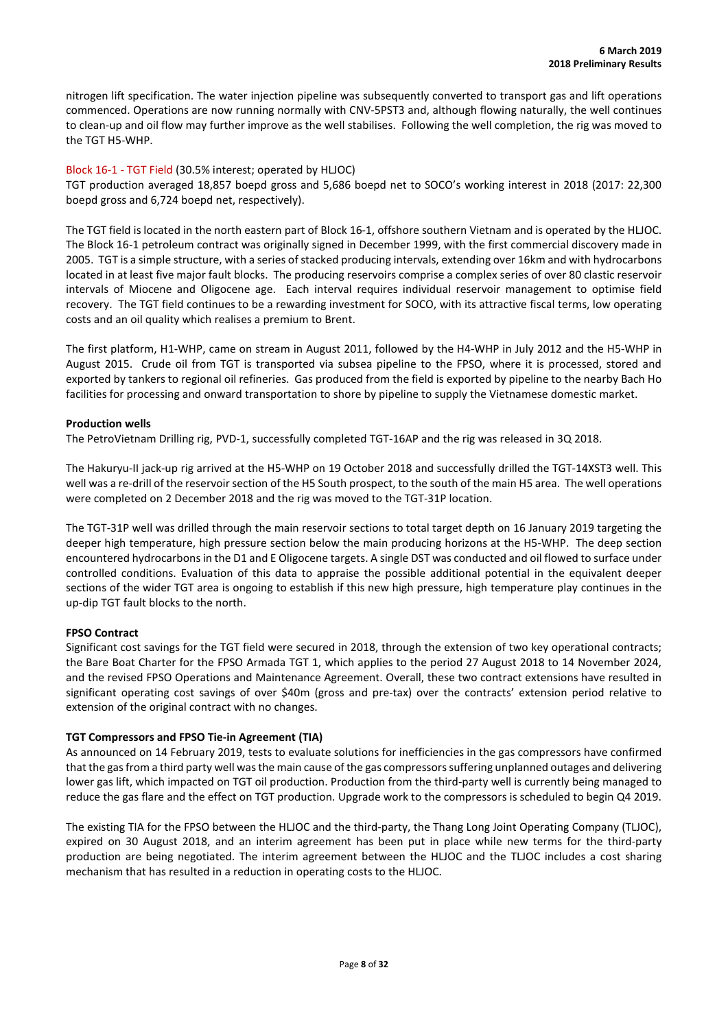nitrogen lift specification. The water injection pipeline was subsequently converted to transport gas and lift operations commenced. Operations are now running normally with CNV-5PST3 and, although flowing naturally, the well continues to clean-up and oil flow may further improve as the well stabilises. Following the well completion, the rig was moved to the TGT H5-WHP.

Block 16-1 - TGT Field (30.5% interest; operated by HLJOC)

TGT production averaged 18,857 boepd gross and 5,686 boepd net to SOCO's working interest in 2018 (2017: 22,300 boepd gross and 6,724 boepd net, respectively).

The TGT field is located in the north eastern part of Block 16-1, offshore southern Vietnam and is operated by the HLJOC. The Block 16-1 petroleum contract was originally signed in December 1999, with the first commercial discovery made in 2005. TGT is a simple structure, with a series of stacked producing intervals, extending over 16km and with hydrocarbons located in at least five major fault blocks. The producing reservoirs comprise a complex series of over 80 clastic reservoir intervals of Miocene and Oligocene age. Each interval requires individual reservoir management to optimise field recovery. The TGT field continues to be a rewarding investment for SOCO, with its attractive fiscal terms, low operating costs and an oil quality which realises a premium to Brent.

The first platform, H1-WHP, came on stream in August 2011, followed by the H4-WHP in July 2012 and the H5-WHP in August 2015. Crude oil from TGT is transported via subsea pipeline to the FPSO, where it is processed, stored and exported by tankers to regional oil refineries. Gas produced from the field is exported by pipeline to the nearby Bach Ho facilities for processing and onward transportation to shore by pipeline to supply the Vietnamese domestic market.

**Production wells**

The PetroVietnam Drilling rig, PVD-1, successfully completed TGT-16AP and the rig was released in 3Q 2018.

The Hakuryu-II jack-up rig arrived at the H5-WHP on 19 October 2018 and successfully drilled the TGT-14XST3 well. This well was a re-drill of the reservoir section of the H5 South prospect, to the south of the main H5 area. The well operations were completed on 2 December 2018 and the rig was moved to the TGT-31P location.

The TGT-31P well was drilled through the main reservoir sections to total target depth on 16 January 2019 targeting the deeper high temperature, high pressure section below the main producing horizons at the H5-WHP. The deep section encountered hydrocarbons in the D1 and E Oligocene targets. A single DST was conducted and oil flowed to surface under controlled conditions. Evaluation of this data to appraise the possible additional potential in the equivalent deeper sections of the wider TGT area is ongoing to establish if this new high pressure, high temperature play continues in the up-dip TGT fault blocks to the north.

**FPSO Contract**

Significant cost savings for the TGT field were secured in 2018, through the extension of two key operational contracts; the Bare Boat Charter for the FPSO Armada TGT 1, which applies to the period 27 August 2018 to 14 November 2024, and the revised FPSO Operations and Maintenance Agreement. Overall, these two contract extensions have resulted in significant operating cost savings of over $40m (gross and pre-tax) over the contracts' extension period relative to extension of the original contract with no changes.

**TGT Compressors and FPSO Tie-in Agreement (TIA)**

As announced on 14 February 2019, tests to evaluate solutions for inefficiencies in the gas compressors have confirmed that the gas from a third party well was the main cause of the gas compressors suffering unplanned outages and delivering lower gas lift, which impacted on TGT oil production. Production from the third-party well is currently being managed to reduce the gas flare and the effect on TGT production. Upgrade work to the compressors is scheduled to begin Q4 2019.

The existing TIA for the FPSO between the HLJOC and the third-party, the Thang Long Joint Operating Company (TLJOC), expired on 30 August 2018, and an interim agreement has been put in place while new terms for the third-party production are being negotiated. The interim agreement between the HLJOC and the TLJOC includes a cost sharing mechanism that has resulted in a reduction in operating costs to the HLJOC.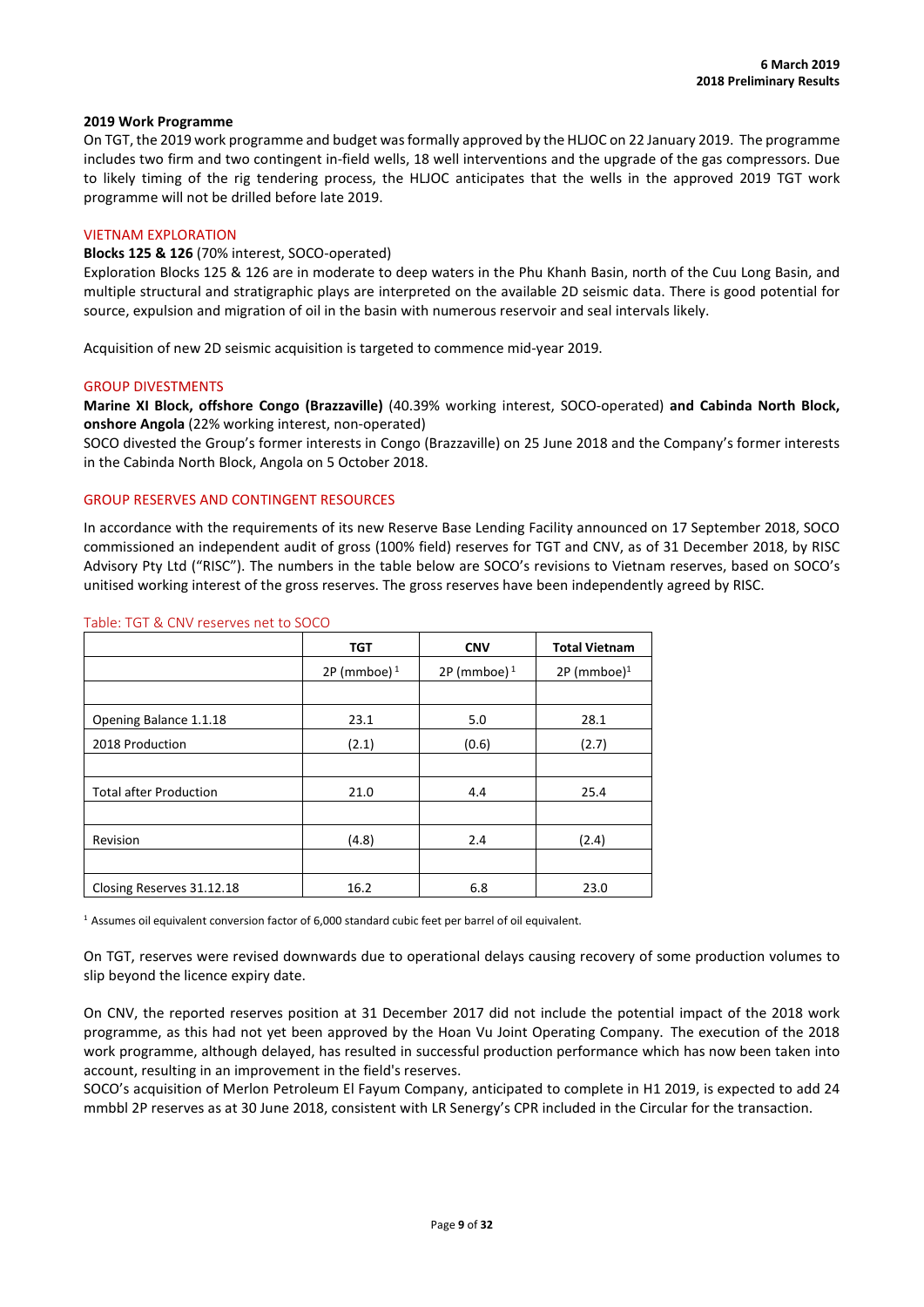**2019 Work Programme**

On TGT, the 2019 work programme and budget was formally approved by the HLJOC on 22 January 2019. The programme includes two firm and two contingent in-field wells, 18 well interventions and the upgrade of the gas compressors. Due to likely timing of the rig tendering process, the HLJOC anticipates that the wells in the approved 2019 TGT work programme will not be drilled before late 2019.

## VIETNAM EXPLORATION

**Blocks 125 & 126** (70% interest, SOCO-operated)

Exploration Blocks 125 & 126 are in moderate to deep waters in the Phu Khanh Basin, north of the Cuu Long Basin, and multiple structural and stratigraphic plays are interpreted on the available 2D seismic data. There is good potential for source, expulsion and migration of oil in the basin with numerous reservoir and seal intervals likely.

Acquisition of new 2D seismic acquisition is targeted to commence mid-year 2019.

## GROUP DIVESTMENTS

**Marine XI Block, offshore Congo (Brazzaville)** (40.39% working interest, SOCO-operated) **and Cabinda North Block, onshore Angola** (22% working interest, non-operated)

SOCO divested the Group's former interests in Congo (Brazzaville) on 25 June 2018 and the Company's former interests in the Cabinda North Block, Angola on 5 October 2018.

## GROUP RESERVES AND CONTINGENT RESOURCES

In accordance with the requirements of its new Reserve Base Lending Facility announced on 17 September 2018, SOCO commissioned an independent audit of gross (100% field) reserves for TGT and CNV, as of 31 December 2018, by RISC Advisory Pty Ltd ("RISC"). The numbers in the table below are SOCO's revisions to Vietnam reserves, based on SOCO's unitised working interest of the gross reserves. The gross reserves have been independently agreed by RISC.

Table: TGT & CNV reserves net to SOCO

| | TGT | CNV | Total Vietnam |
|---|---|---|---|
| | 2P (mmboe)[1] | 2P (mmboe)[1] | 2P (mmboe)[1] |
| | | | |
| Opening Balance 1.1.18 | 23.1 | 5.0 | 28.1 |
| 2018 Production | (2.1) | (0.6) | (2.7) |
| | | | |
| Total after Production | 21.0 | 4.4 | 25.4 |
| | | | |
| Revision | (4.8) | 2.4 | (2.4) |
| | | | |
| Closing Reserves 31.12.18 | 16.2 | 6.8 | 23.0 |

[1] Assumes oil equivalent conversion factor of 6,000 standard cubic feet per barrel of oil equivalent.

On TGT, reserves were revised downwards due to operational delays causing recovery of some production volumes to slip beyond the licence expiry date.

On CNV, the reported reserves position at 31 December 2017 did not include the potential impact of the 2018 work programme, as this had not yet been approved by the Hoan Vu Joint Operating Company. The execution of the 2018 work programme, although delayed, has resulted in successful production performance which has now been taken into account, resulting in an improvement in the field's reserves.

SOCO's acquisition of Merlon Petroleum El Fayum Company, anticipated to complete in H1 2019, is expected to add 24 mmbbl 2P reserves as at 30 June 2018, consistent with LR Senergy's CPR included in the Circular for the transaction.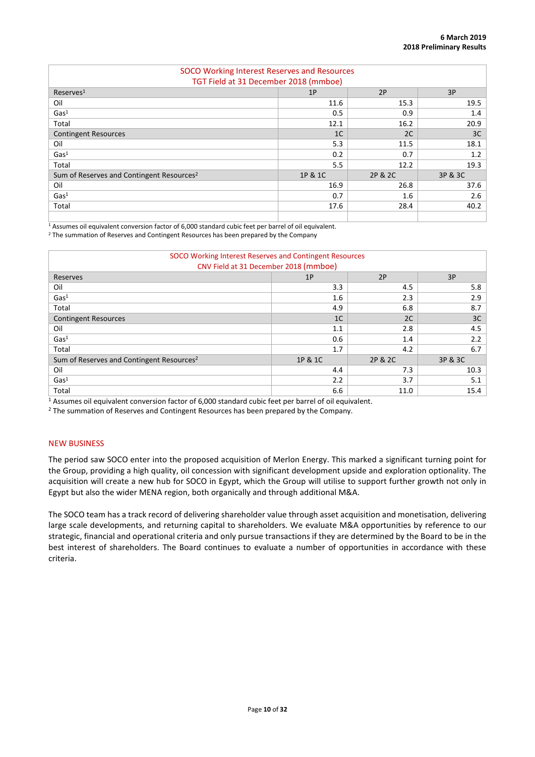| SOCO Working Interest Reserves and Resources TGT Field at 31 December 2018 (mmboe) | | | |
|---|---|---|---|
| Reserves[1] | 1P | 2P | 3P |
| Oil | 11.6 | 15.3 | 19.5 |
| Gas[1] | 0.5 | 0.9 | 1.4 |
| Total | 12.1 | 16.2 | 20.9 |
| Contingent Resources | 1C | 2C | 3C |
| Oil | 5.3 | 11.5 | 18.1 |
| Gas[1] | 0.2 | 0.7 | 1.2 |
| Total | 5.5 | 12.2 | 19.3 |
| Sum of Reserves and Contingent Resources[2] | 1P & 1C | 2P & 2C | 3P & 3C |
| Oil | 16.9 | 26.8 | 37.6 |
| Gas[1] | 0.7 | 1.6 | 2.6 |
| Total | 17.6 | 28.4 | 40.2 |

[1] Assumes oil equivalent conversion factor of 6,000 standard cubic feet per barrel of oil equivalent.
[2] The summation of Reserves and Contingent Resources has been prepared by the Company

| SOCO Working Interest Reserves and Contingent Resources CNV Field at 31 December 2018 (mmboe) | | | |
|---|---|---|---|
| Reserves | 1P | 2P | 3P |
| Oil | 3.3 | 4.5 | 5.8 |
| Gas[1] | 1.6 | 2.3 | 2.9 |
| Total | 4.9 | 6.8 | 8.7 |
| Contingent Resources | 1C | 2C | 3C |
| Oil | 1.1 | 2.8 | 4.5 |
| Gas[1] | 0.6 | 1.4 | 2.2 |
| Total | 1.7 | 4.2 | 6.7 |
| Sum of Reserves and Contingent Resources[2] | 1P & 1C | 2P & 2C | 3P & 3C |
| Oil | 4.4 | 7.3 | 10.3 |
| Gas[1] | 2.2 | 3.7 | 5.1 |
| Total | 6.6 | 11.0 | 15.4 |

[1] Assumes oil equivalent conversion factor of 6,000 standard cubic feet per barrel of oil equivalent.
[2] The summation of Reserves and Contingent Resources has been prepared by the Company.

## NEW BUSINESS

The period saw SOCO enter into the proposed acquisition of Merlon Energy. This marked a significant turning point for the Group, providing a high quality, oil concession with significant development upside and exploration optionality. The acquisition will create a new hub for SOCO in Egypt, which the Group will utilise to support further growth not only in Egypt but also the wider MENA region, both organically and through additional M&A.

The SOCO team has a track record of delivering shareholder value through asset acquisition and monetisation, delivering large scale developments, and returning capital to shareholders. We evaluate M&A opportunities by reference to our strategic, financial and operational criteria and only pursue transactions if they are determined by the Board to be in the best interest of shareholders. The Board continues to evaluate a number of opportunities in accordance with these criteria.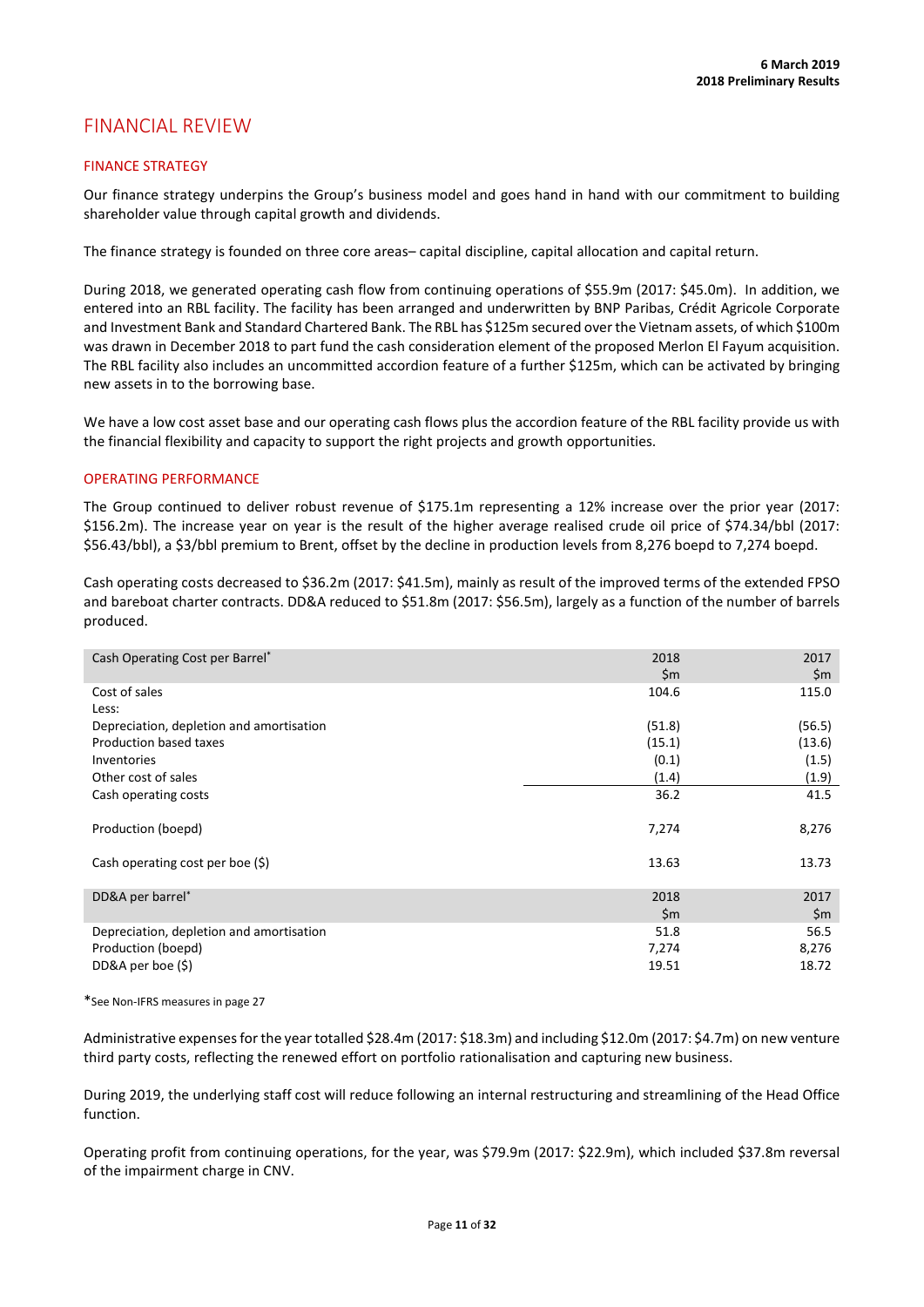# FINANCIAL REVIEW

## FINANCE STRATEGY

Our finance strategy underpins the Group's business model and goes hand in hand with our commitment to building shareholder value through capital growth and dividends.

The finance strategy is founded on three core areas– capital discipline, capital allocation and capital return.

During 2018, we generated operating cash flow from continuing operations of $55.9m (2017: $45.0m). In addition, we entered into an RBL facility. The facility has been arranged and underwritten by BNP Paribas, Crédit Agricole Corporate and Investment Bank and Standard Chartered Bank. The RBL has $125m secured over the Vietnam assets, of which $100m was drawn in December 2018 to part fund the cash consideration element of the proposed Merlon El Fayum acquisition. The RBL facility also includes an uncommitted accordion feature of a further $125m, which can be activated by bringing new assets in to the borrowing base.

We have a low cost asset base and our operating cash flows plus the accordion feature of the RBL facility provide us with the financial flexibility and capacity to support the right projects and growth opportunities.

## OPERATING PERFORMANCE

The Group continued to deliver robust revenue of $175.1m representing a 12% increase over the prior year (2017: $156.2m). The increase year on year is the result of the higher average realised crude oil price of $74.34/bbl (2017: $56.43/bbl), a $3/bbl premium to Brent, offset by the decline in production levels from 8,276 boepd to 7,274 boepd.

Cash operating costs decreased to $36.2m (2017: $41.5m), mainly as result of the improved terms of the extended FPSO and bareboat charter contracts. DD&A reduced to $51.8m (2017: $56.5m), largely as a function of the number of barrels produced.

| Cash Operating Cost per Barrel* | 2018<br>$m | 2017<br>$m |
|---|---|---|
| Cost of sales | 104.6 | 115.0 |
| Less: | | |
| Depreciation, depletion and amortisation | (51.8) | (56.5) |
| Production based taxes | (15.1) | (13.6) |
| Inventories | (0.1) | (1.5) |
| Other cost of sales | (1.4) | (1.9) |
| Cash operating costs | 36.2 | 41.5 |
| Production (boepd) | 7,274 | 8,276 |
| Cash operating cost per boe ($) | 13.63 | 13.73 |

| DD&A per barrel* | 2018<br>$m | 2017<br>$m |
|---|---|---|
| Depreciation, depletion and amortisation | 51.8 | 56.5 |
| Production (boepd) | 7,274 | 8,276 |
| DD&A per boe ($) | 19.51 | 18.72 |

*See Non-IFRS measures in page 27

Administrative expenses for the year totalled $28.4m (2017: $18.3m) and including $12.0m (2017: $4.7m) on new venture third party costs, reflecting the renewed effort on portfolio rationalisation and capturing new business.

During 2019, the underlying staff cost will reduce following an internal restructuring and streamlining of the Head Office function.

Operating profit from continuing operations, for the year, was $79.9m (2017: $22.9m), which included $37.8m reversal of the impairment charge in CNV.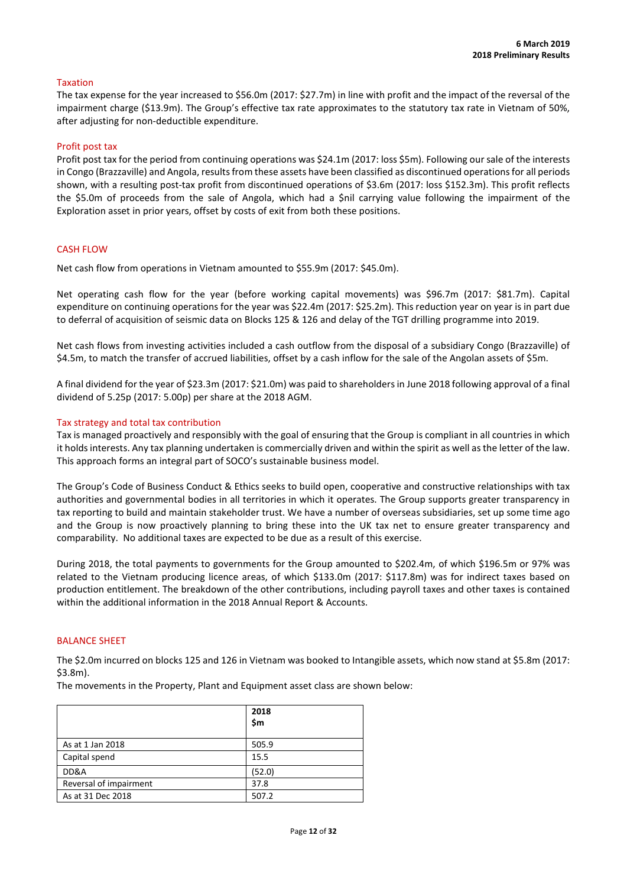### Taxation

The tax expense for the year increased to $56.0m (2017: $27.7m) in line with profit and the impact of the reversal of the impairment charge ($13.9m). The Group's effective tax rate approximates to the statutory tax rate in Vietnam of 50%, after adjusting for non-deductible expenditure.

### Profit post tax

Profit post tax for the period from continuing operations was $24.1m (2017: loss $5m). Following our sale of the interests in Congo (Brazzaville) and Angola, results from these assets have been classified as discontinued operations for all periods shown, with a resulting post-tax profit from discontinued operations of $3.6m (2017: loss $152.3m). This profit reflects the $5.0m of proceeds from the sale of Angola, which had a $nil carrying value following the impairment of the Exploration asset in prior years, offset by costs of exit from both these positions.

## CASH FLOW

Net cash flow from operations in Vietnam amounted to $55.9m (2017: $45.0m).

Net operating cash flow for the year (before working capital movements) was $96.7m (2017: $81.7m). Capital expenditure on continuing operations for the year was $22.4m (2017: $25.2m). This reduction year on year is in part due to deferral of acquisition of seismic data on Blocks 125 & 126 and delay of the TGT drilling programme into 2019.

Net cash flows from investing activities included a cash outflow from the disposal of a subsidiary Congo (Brazzaville) of $4.5m, to match the transfer of accrued liabilities, offset by a cash inflow for the sale of the Angolan assets of $5m.

A final dividend for the year of $23.3m (2017: $21.0m) was paid to shareholders in June 2018 following approval of a final dividend of 5.25p (2017: 5.00p) per share at the 2018 AGM.

### Tax strategy and total tax contribution

Tax is managed proactively and responsibly with the goal of ensuring that the Group is compliant in all countries in which it holds interests. Any tax planning undertaken is commercially driven and within the spirit as well as the letter of the law. This approach forms an integral part of SOCO's sustainable business model.

The Group's Code of Business Conduct & Ethics seeks to build open, cooperative and constructive relationships with tax authorities and governmental bodies in all territories in which it operates. The Group supports greater transparency in tax reporting to build and maintain stakeholder trust. We have a number of overseas subsidiaries, set up some time ago and the Group is now proactively planning to bring these into the UK tax net to ensure greater transparency and comparability. No additional taxes are expected to be due as a result of this exercise.

During 2018, the total payments to governments for the Group amounted to $202.4m, of which $196.5m or 97% was related to the Vietnam producing licence areas, of which $133.0m (2017: $117.8m) was for indirect taxes based on production entitlement. The breakdown of the other contributions, including payroll taxes and other taxes is contained within the additional information in the 2018 Annual Report & Accounts.

## BALANCE SHEET

The $2.0m incurred on blocks 125 and 126 in Vietnam was booked to Intangible assets, which now stand at $5.8m (2017: $3.8m).

The movements in the Property, Plant and Equipment asset class are shown below:

| | 2018 $m |
|---|---|
| As at 1 Jan 2018 | 505.9 |
| Capital spend | 15.5 |
| DD&A | (52.0) |
| Reversal of impairment | 37.8 |
| As at 31 Dec 2018 | 507.2 |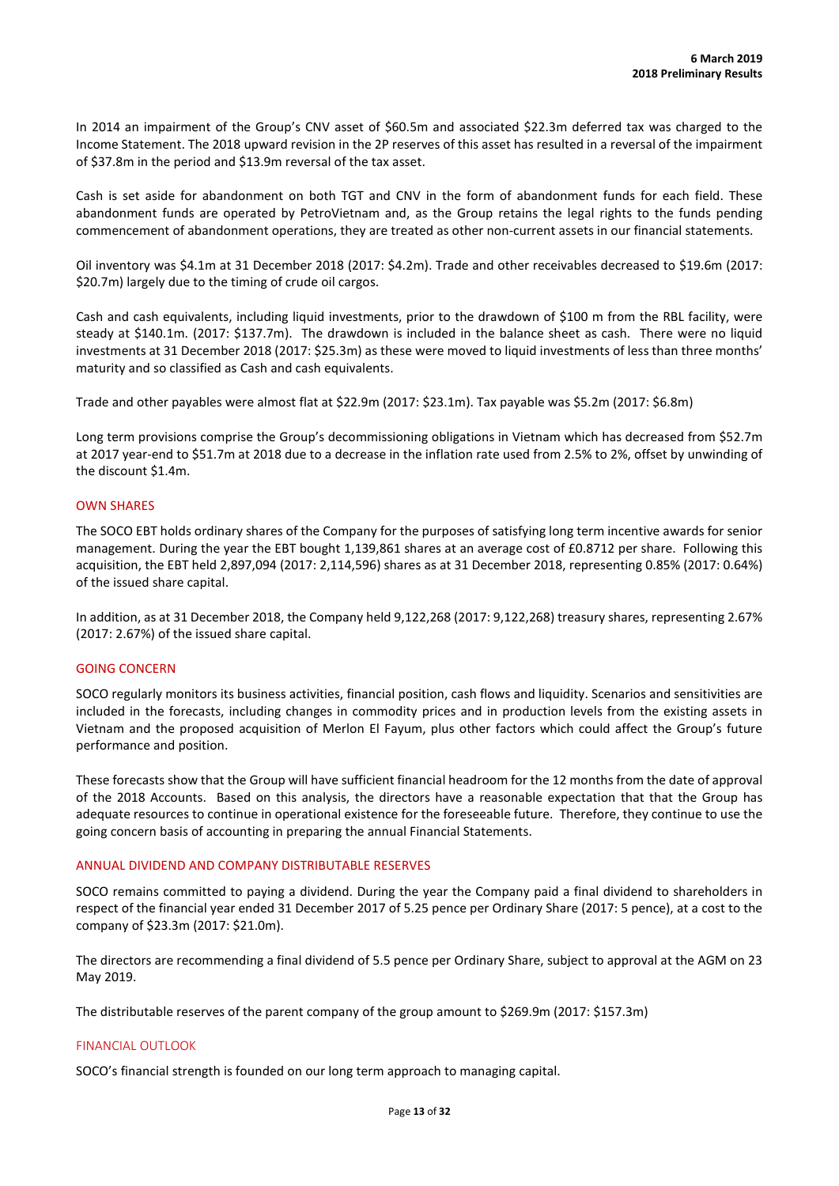In 2014 an impairment of the Group's CNV asset of $60.5m and associated $22.3m deferred tax was charged to the Income Statement. The 2018 upward revision in the 2P reserves of this asset has resulted in a reversal of the impairment of $37.8m in the period and $13.9m reversal of the tax asset.

Cash is set aside for abandonment on both TGT and CNV in the form of abandonment funds for each field. These abandonment funds are operated by PetroVietnam and, as the Group retains the legal rights to the funds pending commencement of abandonment operations, they are treated as other non-current assets in our financial statements.

Oil inventory was $4.1m at 31 December 2018 (2017: $4.2m). Trade and other receivables decreased to $19.6m (2017: $20.7m) largely due to the timing of crude oil cargos.

Cash and cash equivalents, including liquid investments, prior to the drawdown of $100 m from the RBL facility, were steady at $140.1m. (2017: $137.7m). The drawdown is included in the balance sheet as cash. There were no liquid investments at 31 December 2018 (2017: $25.3m) as these were moved to liquid investments of less than three months' maturity and so classified as Cash and cash equivalents.

Trade and other payables were almost flat at $22.9m (2017: $23.1m). Tax payable was $5.2m (2017: $6.8m)

Long term provisions comprise the Group's decommissioning obligations in Vietnam which has decreased from $52.7m at 2017 year-end to $51.7m at 2018 due to a decrease in the inflation rate used from 2.5% to 2%, offset by unwinding of the discount $1.4m.

## OWN SHARES

The SOCO EBT holds ordinary shares of the Company for the purposes of satisfying long term incentive awards for senior management. During the year the EBT bought 1,139,861 shares at an average cost of £0.8712 per share. Following this acquisition, the EBT held 2,897,094 (2017: 2,114,596) shares as at 31 December 2018, representing 0.85% (2017: 0.64%) of the issued share capital.

In addition, as at 31 December 2018, the Company held 9,122,268 (2017: 9,122,268) treasury shares, representing 2.67% (2017: 2.67%) of the issued share capital.

## GOING CONCERN

SOCO regularly monitors its business activities, financial position, cash flows and liquidity. Scenarios and sensitivities are included in the forecasts, including changes in commodity prices and in production levels from the existing assets in Vietnam and the proposed acquisition of Merlon El Fayum, plus other factors which could affect the Group's future performance and position.

These forecasts show that the Group will have sufficient financial headroom for the 12 months from the date of approval of the 2018 Accounts. Based on this analysis, the directors have a reasonable expectation that that the Group has adequate resources to continue in operational existence for the foreseeable future. Therefore, they continue to use the going concern basis of accounting in preparing the annual Financial Statements.

## ANNUAL DIVIDEND AND COMPANY DISTRIBUTABLE RESERVES

SOCO remains committed to paying a dividend. During the year the Company paid a final dividend to shareholders in respect of the financial year ended 31 December 2017 of 5.25 pence per Ordinary Share (2017: 5 pence), at a cost to the company of $23.3m (2017: $21.0m).

The directors are recommending a final dividend of 5.5 pence per Ordinary Share, subject to approval at the AGM on 23 May 2019.

The distributable reserves of the parent company of the group amount to $269.9m (2017: $157.3m)

## FINANCIAL OUTLOOK

SOCO's financial strength is founded on our long term approach to managing capital.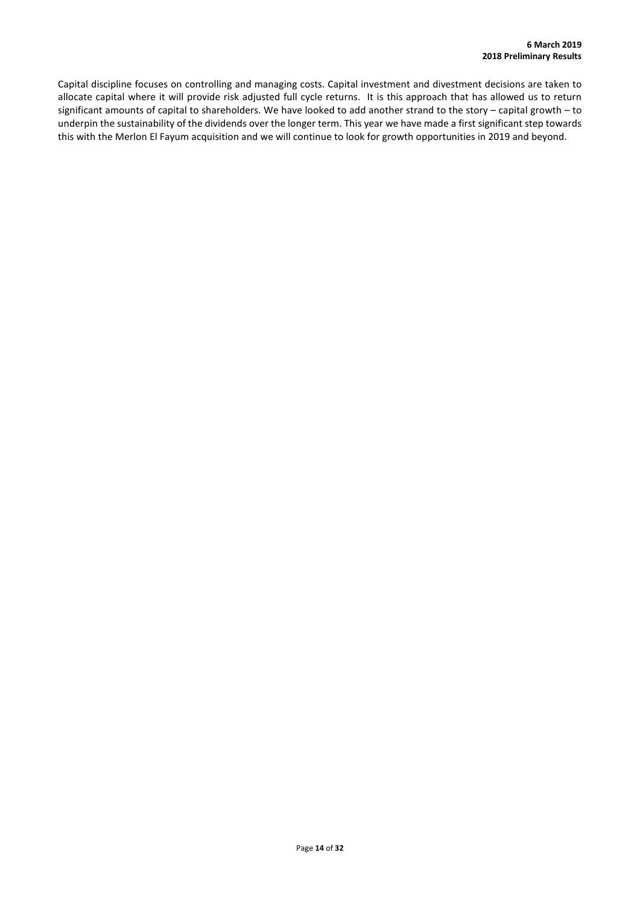Capital discipline focuses on controlling and managing costs. Capital investment and divestment decisions are taken to allocate capital where it will provide risk adjusted full cycle returns. It is this approach that has allowed us to return significant amounts of capital to shareholders. We have looked to add another strand to the story – capital growth – to underpin the sustainability of the dividends over the longer term. This year we have made a first significant step towards this with the Merlon El Fayum acquisition and we will continue to look for growth opportunities in 2019 and beyond.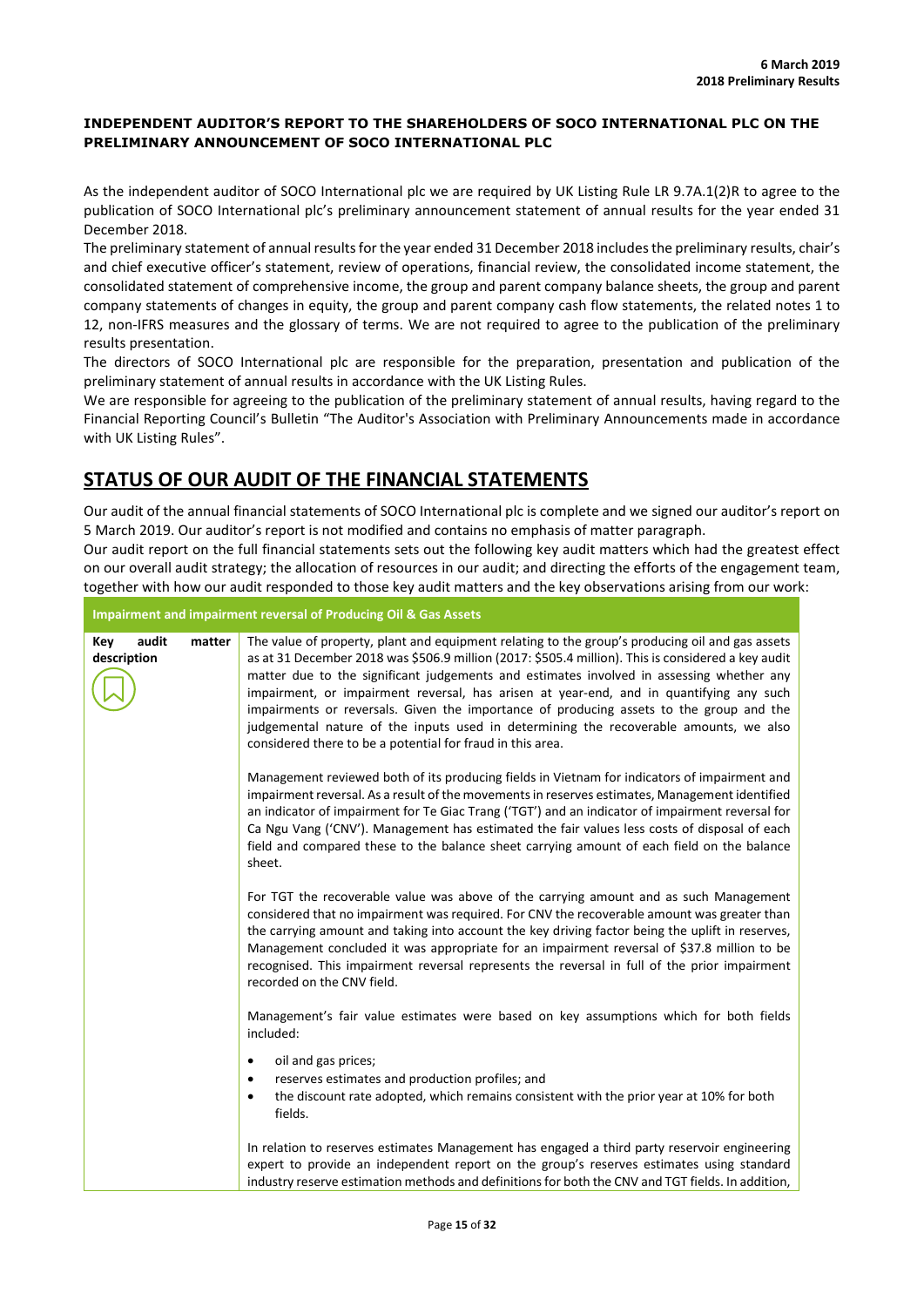**INDEPENDENT AUDITOR'S REPORT TO THE SHAREHOLDERS OF SOCO INTERNATIONAL PLC ON THE PRELIMINARY ANNOUNCEMENT OF SOCO INTERNATIONAL PLC**

As the independent auditor of SOCO International plc we are required by UK Listing Rule LR 9.7A.1(2)R to agree to the publication of SOCO International plc's preliminary announcement statement of annual results for the year ended 31 December 2018.

The preliminary statement of annual results for the year ended 31 December 2018 includes the preliminary results, chair's and chief executive officer's statement, review of operations, financial review, the consolidated income statement, the consolidated statement of comprehensive income, the group and parent company balance sheets, the group and parent company statements of changes in equity, the group and parent company cash flow statements, the related notes 1 to 12, non-IFRS measures and the glossary of terms. We are not required to agree to the publication of the preliminary results presentation.

The directors of SOCO International plc are responsible for the preparation, presentation and publication of the preliminary statement of annual results in accordance with the UK Listing Rules.

We are responsible for agreeing to the publication of the preliminary statement of annual results, having regard to the Financial Reporting Council's Bulletin "The Auditor's Association with Preliminary Announcements made in accordance with UK Listing Rules".

## STATUS OF OUR AUDIT OF THE FINANCIAL STATEMENTS

Our audit of the annual financial statements of SOCO International plc is complete and we signed our auditor's report on 5 March 2019. Our auditor's report is not modified and contains no emphasis of matter paragraph.

Our audit report on the full financial statements sets out the following key audit matters which had the greatest effect on our overall audit strategy; the allocation of resources in our audit; and directing the efforts of the engagement team, together with how our audit responded to those key audit matters and the key observations arising from our work:

| Impairment and impairment reversal of Producing Oil & Gas Assets | |
|---|---|
| **Key audit matter description** | The value of property, plant and equipment relating to the group's producing oil and gas assets as at 31 December 2018 was \$506.9 million (2017: \$505.4 million). This is considered a key audit matter due to the significant judgements and estimates involved in assessing whether any impairment, or impairment reversal, has arisen at year-end, and in quantifying any such impairments or reversals. Given the importance of producing assets to the group and the judgemental nature of the inputs used in determining the recoverable amounts, we also considered there to be a potential for fraud in this area.<br><br>Management reviewed both of its producing fields in Vietnam for indicators of impairment and impairment reversal. As a result of the movements in reserves estimates, Management identified an indicator of impairment for Te Giac Trang ('TGT') and an indicator of impairment reversal for Ca Ngu Vang ('CNV'). Management has estimated the fair values less costs of disposal of each field and compared these to the balance sheet carrying amount of each field on the balance sheet.<br><br>For TGT the recoverable value was above of the carrying amount and as such Management considered that no impairment was required. For CNV the recoverable amount was greater than the carrying amount and taking into account the key driving factor being the uplift in reserves, Management concluded it was appropriate for an impairment reversal of \$37.8 million to be recognised. This impairment reversal represents the reversal in full of the prior impairment recorded on the CNV field.<br><br>Management's fair value estimates were based on key assumptions which for both fields included:<br>• oil and gas prices;<br>• reserves estimates and production profiles; and<br>• the discount rate adopted, which remains consistent with the prior year at 10% for both fields.<br><br>In relation to reserves estimates Management has engaged a third party reservoir engineering expert to provide an independent report on the group's reserves estimates using standard industry reserve estimation methods and definitions for both the CNV and TGT fields. In addition, |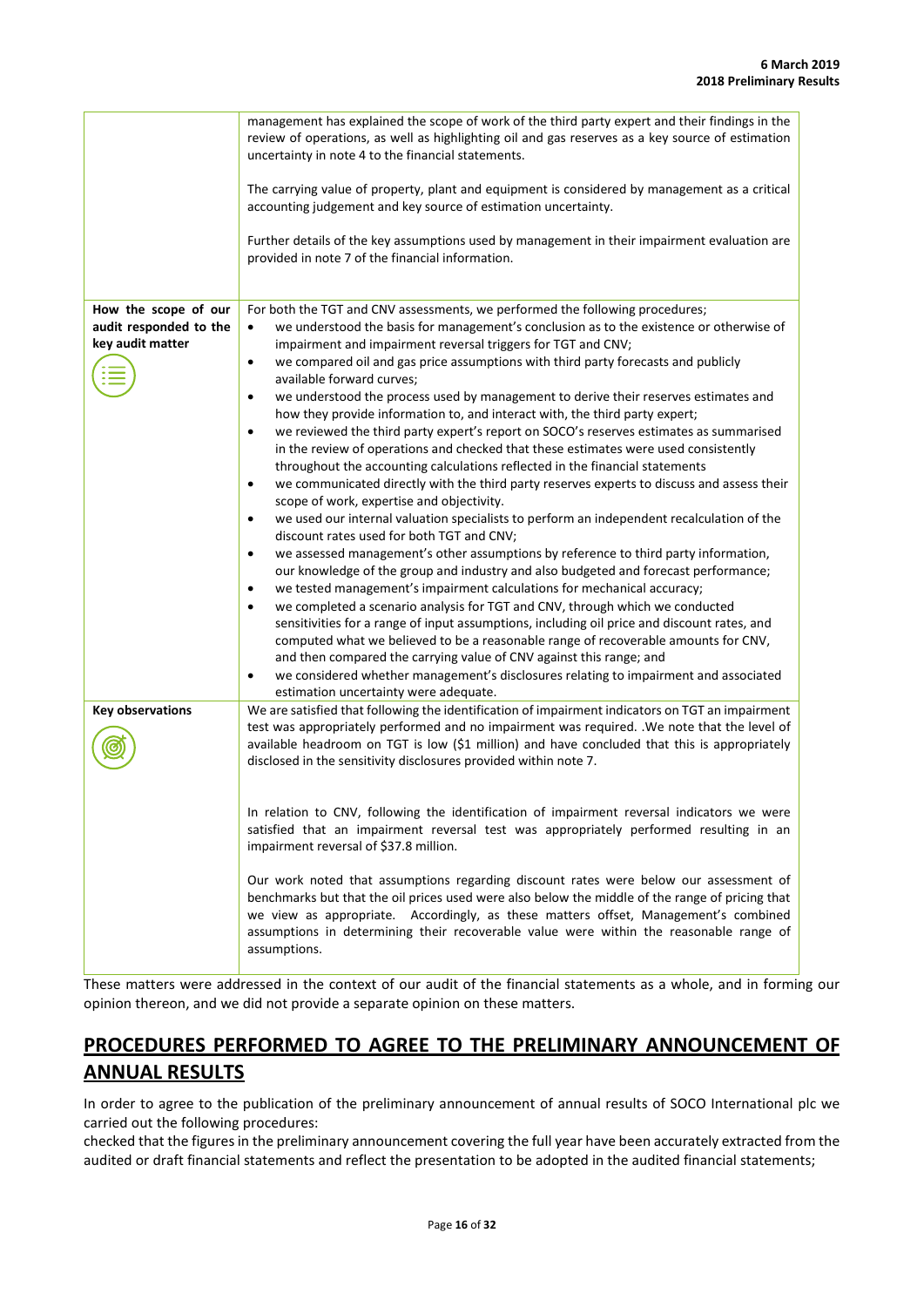| | |
|---|---|
| | management has explained the scope of work of the third party expert and their findings in the review of operations, as well as highlighting oil and gas reserves as a key source of estimation uncertainty in note 4 to the financial statements.<br><br>The carrying value of property, plant and equipment is considered by management as a critical accounting judgement and key source of estimation uncertainty.<br><br>Further details of the key assumptions used by management in their impairment evaluation are provided in note 7 of the financial information. |
| **How the scope of our audit responded to the key audit matter** | For both the TGT and CNV assessments, we performed the following procedures;<br>• we understood the basis for management's conclusion as to the existence or otherwise of impairment and impairment reversal triggers for TGT and CNV;<br>• we compared oil and gas price assumptions with third party forecasts and publicly available forward curves;<br>• we understood the process used by management to derive their reserves estimates and how they provide information to, and interact with, the third party expert;<br>• we reviewed the third party expert's report on SOCO's reserves estimates as summarised in the review of operations and checked that these estimates were used consistently throughout the accounting calculations reflected in the financial statements<br>• we communicated directly with the third party reserves experts to discuss and assess their scope of work, expertise and objectivity.<br>• we used our internal valuation specialists to perform an independent recalculation of the discount rates used for both TGT and CNV;<br>• we assessed management's other assumptions by reference to third party information, our knowledge of the group and industry and also budgeted and forecast performance;<br>• we tested management's impairment calculations for mechanical accuracy;<br>• we completed a scenario analysis for TGT and CNV, through which we conducted sensitivities for a range of input assumptions, including oil price and discount rates, and computed what we believed to be a reasonable range of recoverable amounts for CNV, and then compared the carrying value of CNV against this range; and<br>• we considered whether management's disclosures relating to impairment and associated estimation uncertainty were adequate. |
| **Key observations** | We are satisfied that following the identification of impairment indicators on TGT an impairment test was appropriately performed and no impairment was required. .We note that the level of available headroom on TGT is low ($1 million) and have concluded that this is appropriately disclosed in the sensitivity disclosures provided within note 7.<br><br>In relation to CNV, following the identification of impairment reversal indicators we were satisfied that an impairment reversal test was appropriately performed resulting in an impairment reversal of $37.8 million.<br><br>Our work noted that assumptions regarding discount rates were below our assessment of benchmarks but that the oil prices used were also below the middle of the range of pricing that we view as appropriate. Accordingly, as these matters offset, Management's combined assumptions in determining their recoverable value were within the reasonable range of assumptions. |

These matters were addressed in the context of our audit of the financial statements as a whole, and in forming our opinion thereon, and we did not provide a separate opinion on these matters.

## PROCEDURES PERFORMED TO AGREE TO THE PRELIMINARY ANNOUNCEMENT OF ANNUAL RESULTS

In order to agree to the publication of the preliminary announcement of annual results of SOCO International plc we carried out the following procedures:

checked that the figures in the preliminary announcement covering the full year have been accurately extracted from the audited or draft financial statements and reflect the presentation to be adopted in the audited financial statements;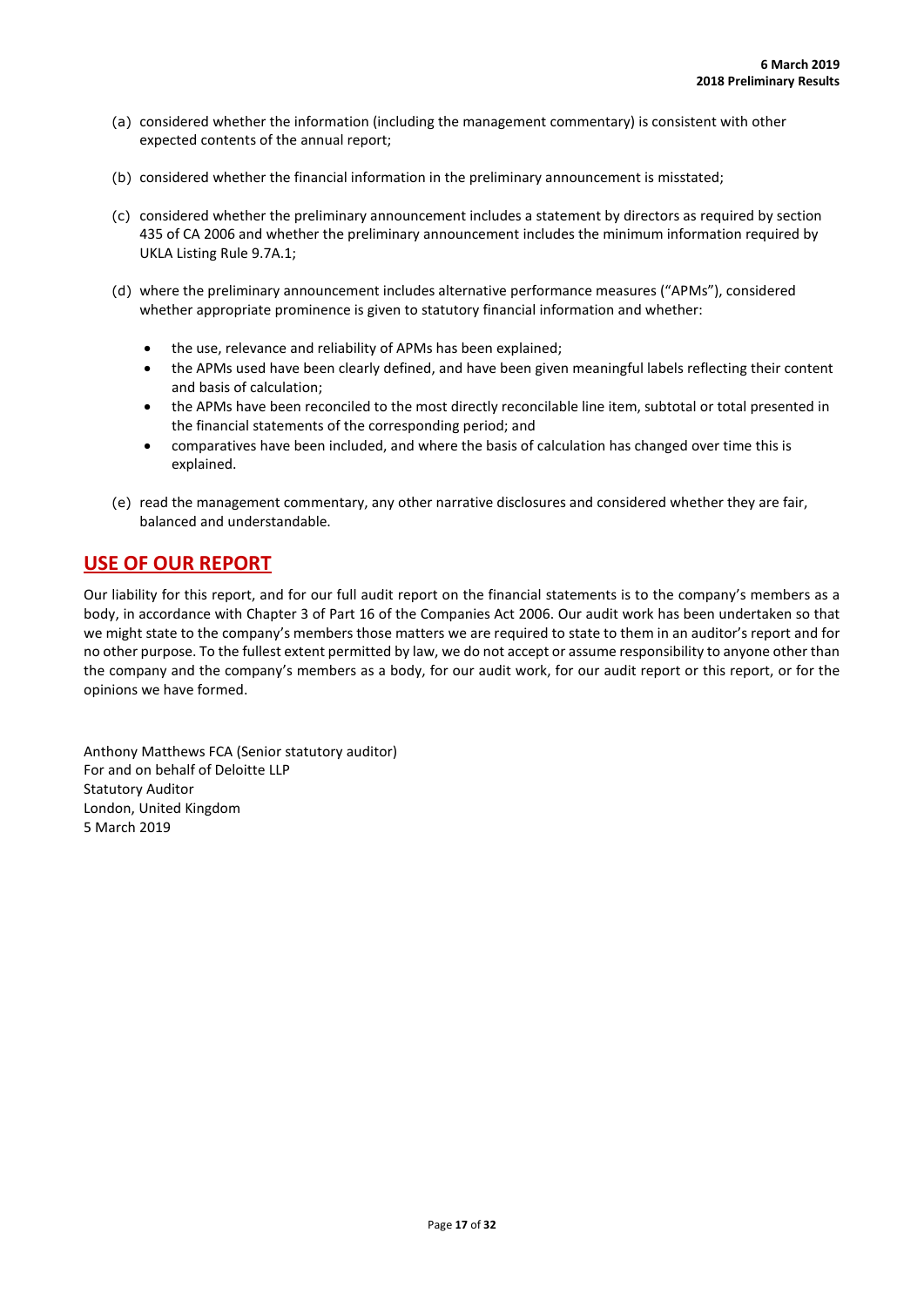(a) considered whether the information (including the management commentary) is consistent with other expected contents of the annual report;

(b) considered whether the financial information in the preliminary announcement is misstated;

(c) considered whether the preliminary announcement includes a statement by directors as required by section 435 of CA 2006 and whether the preliminary announcement includes the minimum information required by UKLA Listing Rule 9.7A.1;

(d) where the preliminary announcement includes alternative performance measures ("APMs"), considered whether appropriate prominence is given to statutory financial information and whether:

- the use, relevance and reliability of APMs has been explained;
- the APMs used have been clearly defined, and have been given meaningful labels reflecting their content and basis of calculation;
- the APMs have been reconciled to the most directly reconcilable line item, subtotal or total presented in the financial statements of the corresponding period; and
- comparatives have been included, and where the basis of calculation has changed over time this is explained.

(e) read the management commentary, any other narrative disclosures and considered whether they are fair, balanced and understandable.

## USE OF OUR REPORT

Our liability for this report, and for our full audit report on the financial statements is to the company's members as a body, in accordance with Chapter 3 of Part 16 of the Companies Act 2006. Our audit work has been undertaken so that we might state to the company's members those matters we are required to state to them in an auditor's report and for no other purpose. To the fullest extent permitted by law, we do not accept or assume responsibility to anyone other than the company and the company's members as a body, for our audit work, for our audit report or this report, or for the opinions we have formed.

Anthony Matthews FCA (Senior statutory auditor)
For and on behalf of Deloitte LLP
Statutory Auditor
London, United Kingdom
5 March 2019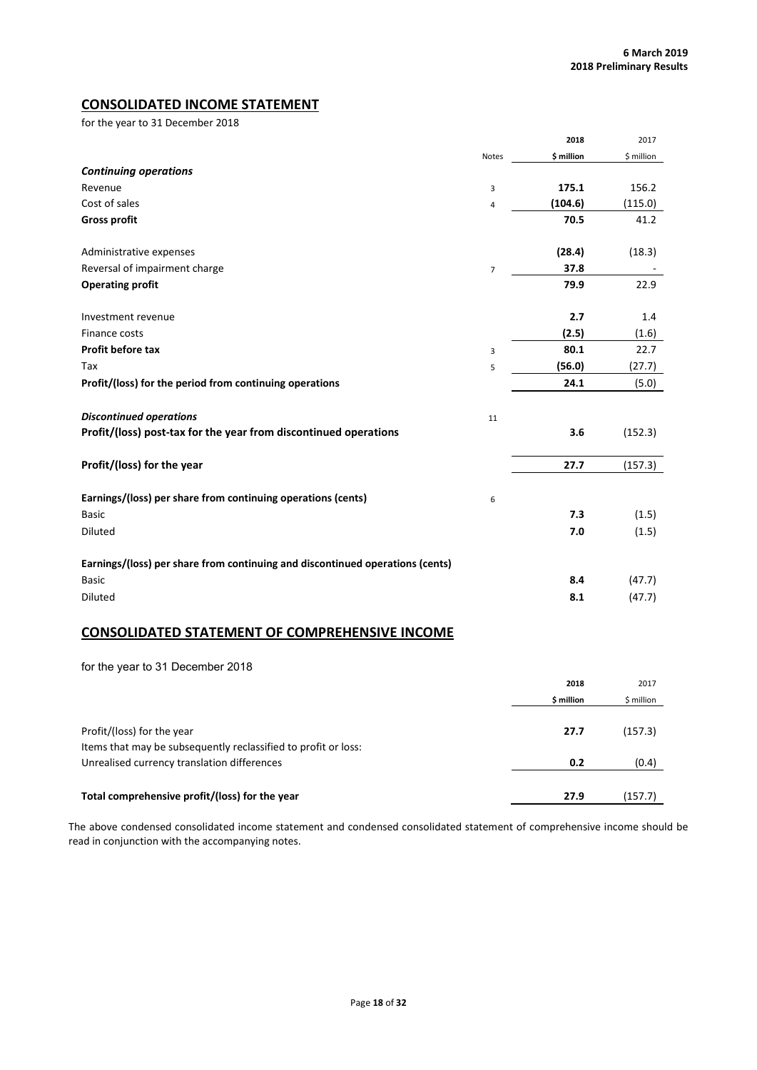## CONSOLIDATED INCOME STATEMENT

for the year to 31 December 2018

| | Notes | 2018 $ million | 2017 $ million |
|---|---|---|---|
| ***Continuing operations*** | | | |
| Revenue | 3 | **175.1** | 156.2 |
| Cost of sales | 4 | **(104.6)** | (115.0) |
| **Gross profit** | | **70.5** | 41.2 |
| | | | |
| Administrative expenses | | **(28.4)** | (18.3) |
| Reversal of impairment charge | 7 | **37.8** | - |
| **Operating profit** | | **79.9** | 22.9 |
| | | | |
| Investment revenue | | **2.7** | 1.4 |
| Finance costs | | **(2.5)** | (1.6) |
| **Profit before tax** | 3 | **80.1** | 22.7 |
| Tax | 5 | **(56.0)** | (27.7) |
| **Profit/(loss) for the period from continuing operations** | | **24.1** | (5.0) |
| | | | |
| ***Discontinued operations*** | 11 | | |
| **Profit/(loss) post-tax for the year from discontinued operations** | | **3.6** | (152.3) |
| | | | |
| **Profit/(loss) for the year** | | **27.7** | (157.3) |
| | | | |
| **Earnings/(loss) per share from continuing operations (cents)** | 6 | | |
| Basic | | **7.3** | (1.5) |
| Diluted | | **7.0** | (1.5) |
| | | | |
| **Earnings/(loss) per share from continuing and discontinued operations (cents)** | | | |
| Basic | | **8.4** | (47.7) |
| Diluted | | **8.1** | (47.7) |

## CONSOLIDATED STATEMENT OF COMPREHENSIVE INCOME

for the year to 31 December 2018

| | 2018 $ million | 2017 $ million |
|---|---|---|
| Profit/(loss) for the year | **27.7** | (157.3) |
| Items that may be subsequently reclassified to profit or loss: | | |
| Unrealised currency translation differences | **0.2** | (0.4) |
| | | |
| **Total comprehensive profit/(loss) for the year** | **27.9** | (157.7) |

The above condensed consolidated income statement and condensed consolidated statement of comprehensive income should be read in conjunction with the accompanying notes.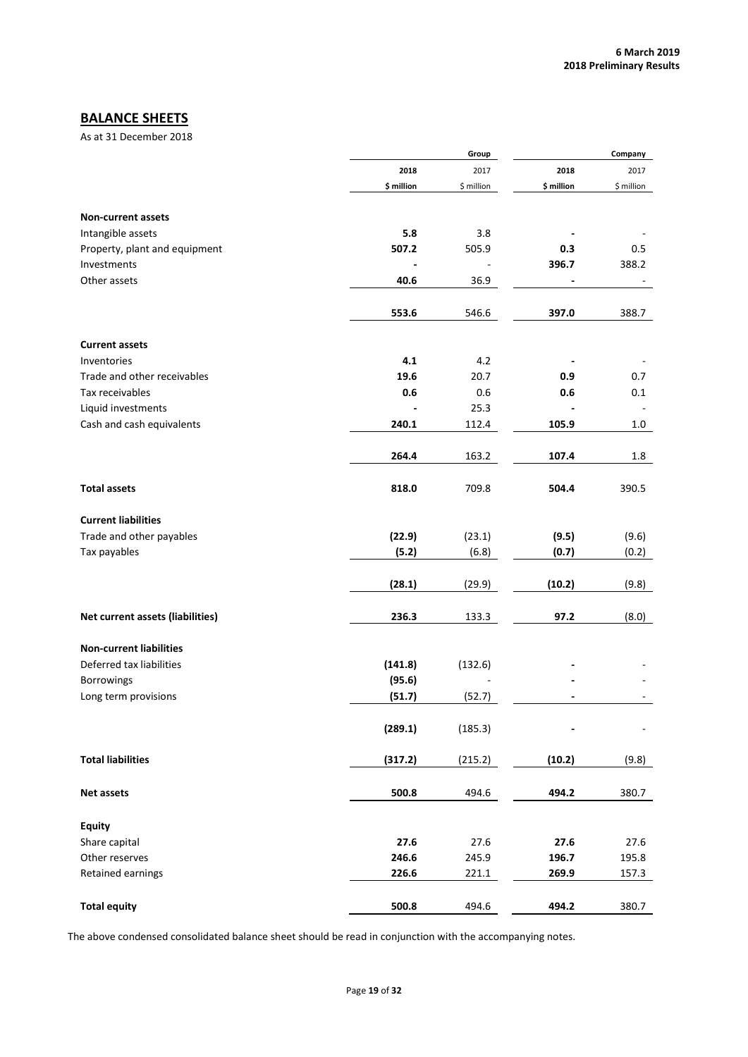## BALANCE SHEETS

As at 31 December 2018

| | Group | | Company | |
|---|---|---|---|---|
| | **2018** | 2017 | **2018** | 2017 |
| | **\$ million** | \$ million | **\$ million** | \$ million |
| **Non-current assets** | | | | |
| Intangible assets | **5.8** | 3.8 | **-** | - |
| Property, plant and equipment | **507.2** | 505.9 | **0.3** | 0.5 |
| Investments | **-** | - | **396.7** | 388.2 |
| Other assets | **40.6** | 36.9 | **-** | - |
| | **553.6** | 546.6 | **397.0** | 388.7 |
| **Current assets** | | | | |
| Inventories | **4.1** | 4.2 | **-** | - |
| Trade and other receivables | **19.6** | 20.7 | **0.9** | 0.7 |
| Tax receivables | **0.6** | 0.6 | **0.6** | 0.1 |
| Liquid investments | **-** | 25.3 | **-** | - |
| Cash and cash equivalents | **240.1** | 112.4 | **105.9** | 1.0 |
| | **264.4** | 163.2 | **107.4** | 1.8 |
| **Total assets** | **818.0** | 709.8 | **504.4** | 390.5 |
| **Current liabilities** | | | | |
| Trade and other payables | **(22.9)** | (23.1) | **(9.5)** | (9.6) |
| Tax payables | **(5.2)** | (6.8) | **(0.7)** | (0.2) |
| | **(28.1)** | (29.9) | **(10.2)** | (9.8) |
| **Net current assets (liabilities)** | **236.3** | 133.3 | **97.2** | (8.0) |
| **Non-current liabilities** | | | | |
| Deferred tax liabilities | **(141.8)** | (132.6) | **-** | - |
| Borrowings | **(95.6)** | - | **-** | - |
| Long term provisions | **(51.7)** | (52.7) | **-** | - |
| | **(289.1)** | (185.3) | **-** | - |
| **Total liabilities** | **(317.2)** | (215.2) | **(10.2)** | (9.8) |
| **Net assets** | **500.8** | 494.6 | **494.2** | 380.7 |
| **Equity** | | | | |
| Share capital | **27.6** | 27.6 | **27.6** | 27.6 |
| Other reserves | **246.6** | 245.9 | **196.7** | 195.8 |
| Retained earnings | **226.6** | 221.1 | **269.9** | 157.3 |
| **Total equity** | **500.8** | 494.6 | **494.2** | 380.7 |

The above condensed consolidated balance sheet should be read in conjunction with the accompanying notes.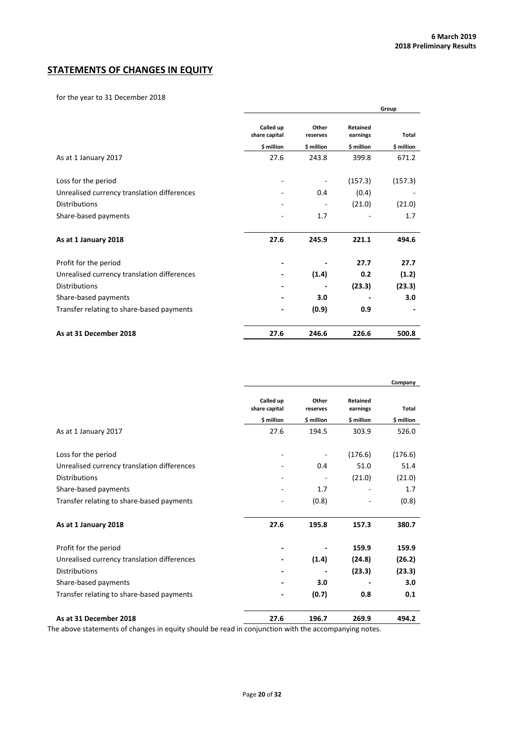## STATEMENTS OF CHANGES IN EQUITY

for the year to 31 December 2018

| | | | | Group |
|---|---|---|---|---|
| | Called up share capital | Other reserves | Retained earnings | Total |
| | $ million | $ million | $ million | $ million |
| As at 1 January 2017 | 27.6 | 243.8 | 399.8 | 671.2 |
| Loss for the period | - | - | (157.3) | (157.3) |
| Unrealised currency translation differences | - | 0.4 | (0.4) | - |
| Distributions | - | - | (21.0) | (21.0) |
| Share-based payments | - | 1.7 | - | 1.7 |
| **As at 1 January 2018** | **27.6** | **245.9** | **221.1** | **494.6** |
| Profit for the period | **-** | **-** | **27.7** | **27.7** |
| Unrealised currency translation differences | **-** | **(1.4)** | **0.2** | **(1.2)** |
| Distributions | **-** | **-** | **(23.3)** | **(23.3)** |
| Share-based payments | **-** | **3.0** | **-** | **3.0** |
| Transfer relating to share-based payments | **-** | **(0.9)** | **0.9** | **-** |
| **As at 31 December 2018** | **27.6** | **246.6** | **226.6** | **500.8** |

| | | | | Company |
|---|---|---|---|---|
| | Called up share capital | Other reserves | Retained earnings | Total |
| | $ million | $ million | $ million | $ million |
| As at 1 January 2017 | 27.6 | 194.5 | 303.9 | 526.0 |
| Loss for the period | - | - | (176.6) | (176.6) |
| Unrealised currency translation differences | - | 0.4 | 51.0 | 51.4 |
| Distributions | - | - | (21.0) | (21.0) |
| Share-based payments | - | 1.7 | - | 1.7 |
| Transfer relating to share-based payments | - | (0.8) | - | (0.8) |
| **As at 1 January 2018** | **27.6** | **195.8** | **157.3** | **380.7** |
| Profit for the period | **-** | **-** | **159.9** | **159.9** |
| Unrealised currency translation differences | **-** | **(1.4)** | **(24.8)** | **(26.2)** |
| Distributions | **-** | **-** | **(23.3)** | **(23.3)** |
| Share-based payments | **-** | **3.0** | **-** | **3.0** |
| Transfer relating to share-based payments | **-** | **(0.7)** | **0.8** | **0.1** |
| **As at 31 December 2018** | **27.6** | **196.7** | **269.9** | **494.2** |

The above statements of changes in equity should be read in conjunction with the accompanying notes.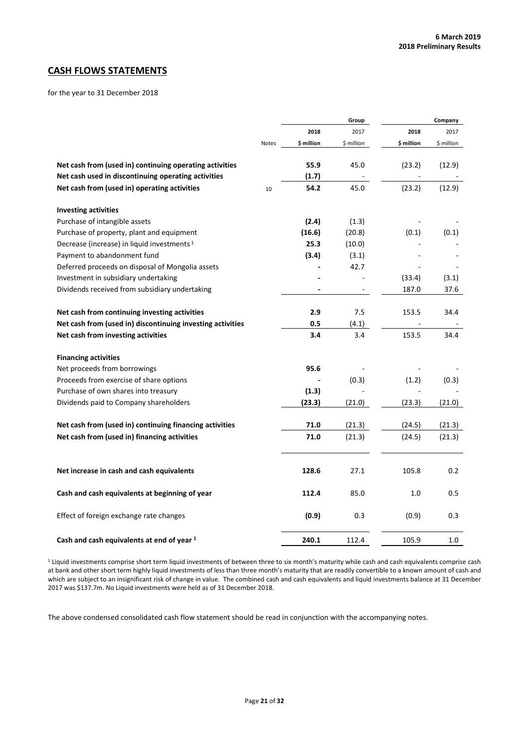## CASH FLOWS STATEMENTS

for the year to 31 December 2018

| | Notes | Group 2018 | Group 2017 | Company 2018 | Company 2017 |
|---|---|---|---|---|---|
| | | $ million | $ million | $ million | $ million |
| **Net cash from (used in) continuing operating activities** | | **55.9** | 45.0 | (23.2) | (12.9) |
| **Net cash used in discontinuing operating activities** | | **(1.7)** | - | - | - |
| **Net cash from (used in) operating activities** | 10 | **54.2** | 45.0 | (23.2) | (12.9) |
| **Investing activities** | | | | | |
| Purchase of intangible assets | | **(2.4)** | (1.3) | - | - |
| Purchase of property, plant and equipment | | **(16.6)** | (20.8) | (0.1) | (0.1) |
| Decrease (increase) in liquid investments [1] | | **25.3** | (10.0) | - | - |
| Payment to abandonment fund | | **(3.4)** | (3.1) | - | - |
| Deferred proceeds on disposal of Mongolia assets | | **-** | 42.7 | - | - |
| Investment in subsidiary undertaking | | **-** | - | (33.4) | (3.1) |
| Dividends received from subsidiary undertaking | | **-** | - | 187.0 | 37.6 |
| **Net cash from continuing investing activities** | | **2.9** | 7.5 | 153.5 | 34.4 |
| **Net cash from (used in) discontinuing investing activities** | | **0.5** | (4.1) | - | - |
| **Net cash from investing activities** | | **3.4** | 3.4 | 153.5 | 34.4 |
| **Financing activities** | | | | | |
| Net proceeds from borrowings | | **95.6** | - | - | - |
| Proceeds from exercise of share options | | **-** | (0.3) | (1.2) | (0.3) |
| Purchase of own shares into treasury | | **(1.3)** | - | - | - |
| Dividends paid to Company shareholders | | **(23.3)** | (21.0) | (23.3) | (21.0) |
| **Net cash from (used in) continuing financing activities** | | **71.0** | (21.3) | (24.5) | (21.3) |
| **Net cash from (used in) financing activities** | | **71.0** | (21.3) | (24.5) | (21.3) |
| **Net increase in cash and cash equivalents** | | **128.6** | 27.1 | 105.8 | 0.2 |
| **Cash and cash equivalents at beginning of year** | | **112.4** | 85.0 | 1.0 | 0.5 |
| Effect of foreign exchange rate changes | | **(0.9)** | 0.3 | (0.9) | 0.3 |
| **Cash and cash equivalents at end of year [1]** | | **240.1** | 112.4 | 105.9 | 1.0 |

[1] Liquid investments comprise short term liquid investments of between three to six month's maturity while cash and cash equivalents comprise cash at bank and other short term highly liquid investments of less than three month's maturity that are readily convertible to a known amount of cash and which are subject to an insignificant risk of change in value. The combined cash and cash equivalents and liquid investments balance at 31 December 2017 was $137.7m. No Liquid investments were held as of 31 December 2018.

The above condensed consolidated cash flow statement should be read in conjunction with the accompanying notes.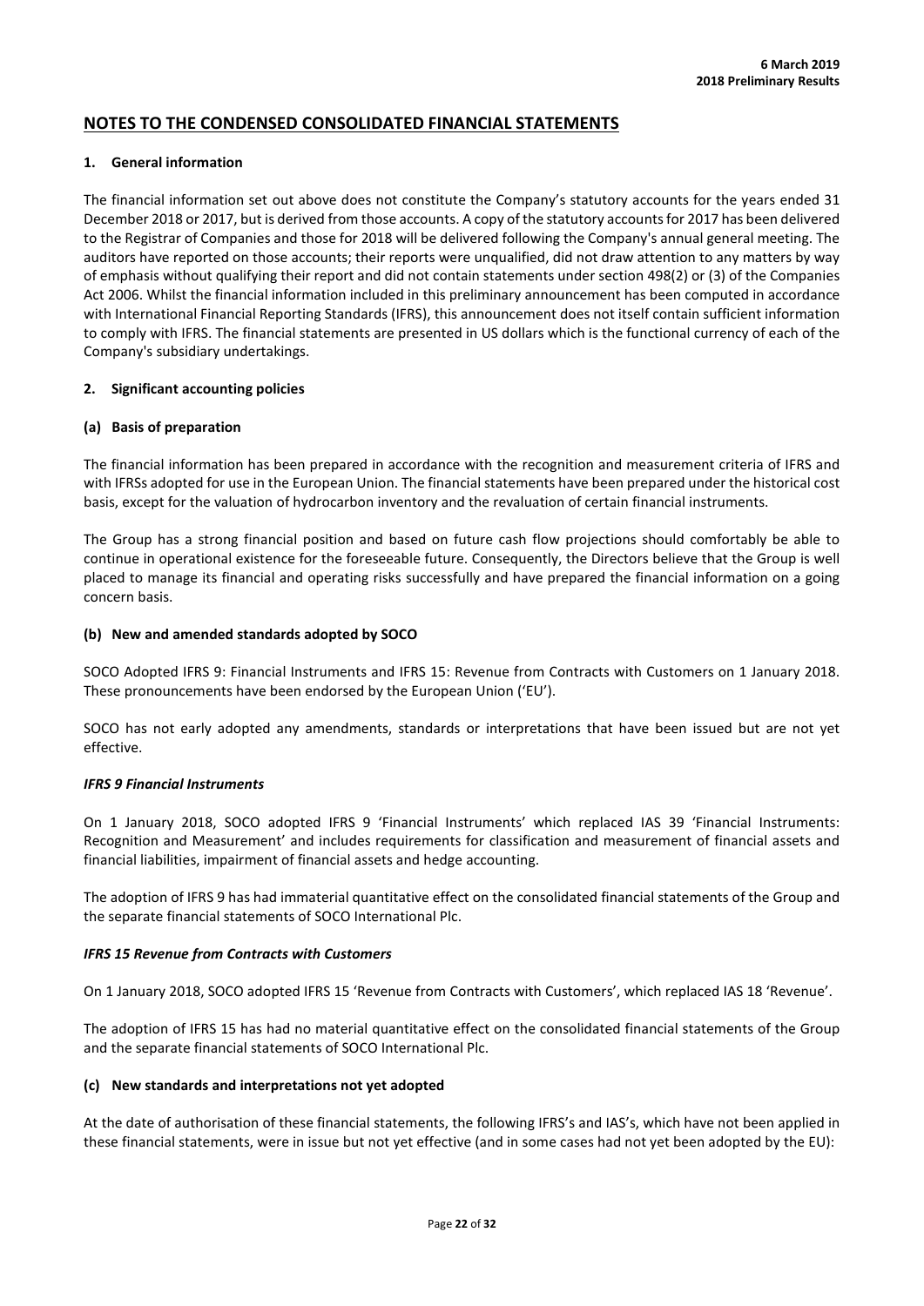## NOTES TO THE CONDENSED CONSOLIDATED FINANCIAL STATEMENTS

### 1. General information

The financial information set out above does not constitute the Company's statutory accounts for the years ended 31 December 2018 or 2017, but is derived from those accounts. A copy of the statutory accounts for 2017 has been delivered to the Registrar of Companies and those for 2018 will be delivered following the Company's annual general meeting. The auditors have reported on those accounts; their reports were unqualified, did not draw attention to any matters by way of emphasis without qualifying their report and did not contain statements under section 498(2) or (3) of the Companies Act 2006. Whilst the financial information included in this preliminary announcement has been computed in accordance with International Financial Reporting Standards (IFRS), this announcement does not itself contain sufficient information to comply with IFRS. The financial statements are presented in US dollars which is the functional currency of each of the Company's subsidiary undertakings.

### 2. Significant accounting policies

#### (a) Basis of preparation

The financial information has been prepared in accordance with the recognition and measurement criteria of IFRS and with IFRSs adopted for use in the European Union. The financial statements have been prepared under the historical cost basis, except for the valuation of hydrocarbon inventory and the revaluation of certain financial instruments.

The Group has a strong financial position and based on future cash flow projections should comfortably be able to continue in operational existence for the foreseeable future. Consequently, the Directors believe that the Group is well placed to manage its financial and operating risks successfully and have prepared the financial information on a going concern basis.

#### (b) New and amended standards adopted by SOCO

SOCO Adopted IFRS 9: Financial Instruments and IFRS 15: Revenue from Contracts with Customers on 1 January 2018. These pronouncements have been endorsed by the European Union ('EU').

SOCO has not early adopted any amendments, standards or interpretations that have been issued but are not yet effective.

***IFRS 9 Financial Instruments***

On 1 January 2018, SOCO adopted IFRS 9 'Financial Instruments' which replaced IAS 39 'Financial Instruments: Recognition and Measurement' and includes requirements for classification and measurement of financial assets and financial liabilities, impairment of financial assets and hedge accounting.

The adoption of IFRS 9 has had immaterial quantitative effect on the consolidated financial statements of the Group and the separate financial statements of SOCO International Plc.

***IFRS 15 Revenue from Contracts with Customers***

On 1 January 2018, SOCO adopted IFRS 15 'Revenue from Contracts with Customers', which replaced IAS 18 'Revenue'.

The adoption of IFRS 15 has had no material quantitative effect on the consolidated financial statements of the Group and the separate financial statements of SOCO International Plc.

#### (c) New standards and interpretations not yet adopted

At the date of authorisation of these financial statements, the following IFRS's and IAS's, which have not been applied in these financial statements, were in issue but not yet effective (and in some cases had not yet been adopted by the EU):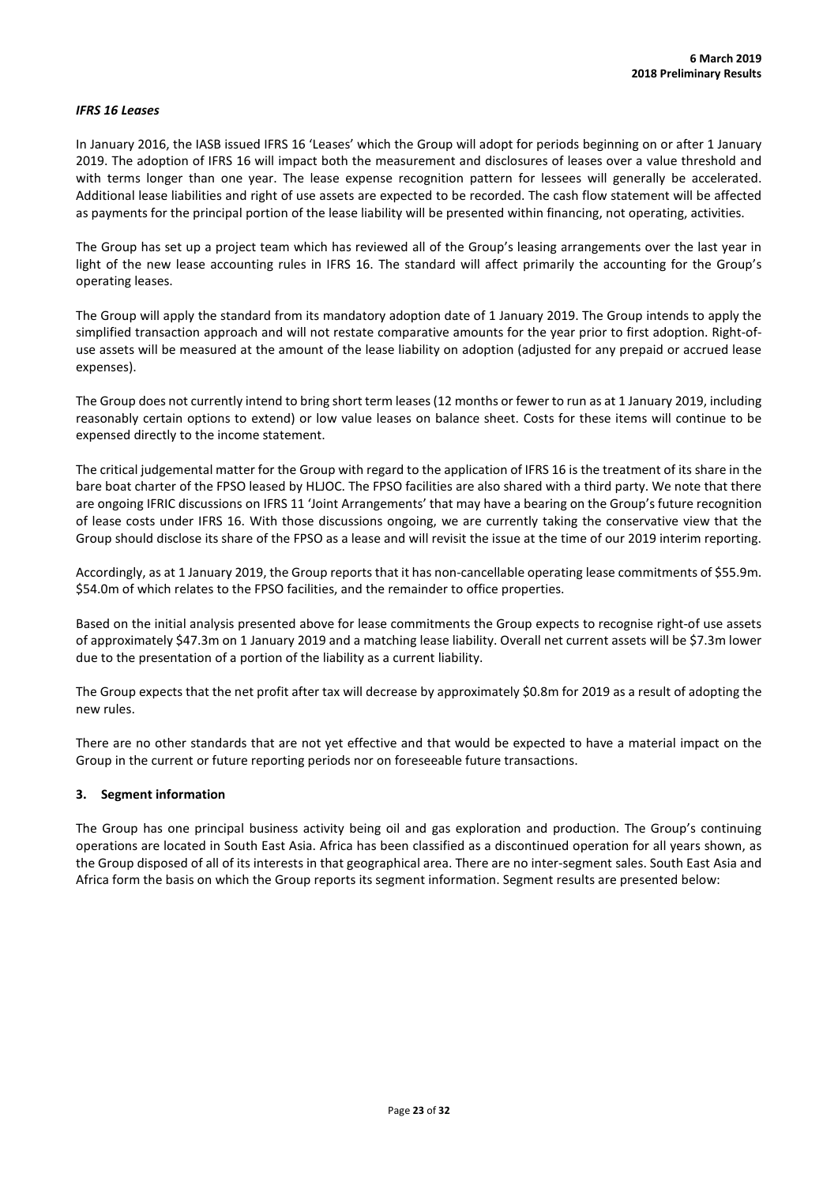### *IFRS 16 Leases*

In January 2016, the IASB issued IFRS 16 'Leases' which the Group will adopt for periods beginning on or after 1 January 2019. The adoption of IFRS 16 will impact both the measurement and disclosures of leases over a value threshold and with terms longer than one year. The lease expense recognition pattern for lessees will generally be accelerated. Additional lease liabilities and right of use assets are expected to be recorded. The cash flow statement will be affected as payments for the principal portion of the lease liability will be presented within financing, not operating, activities.

The Group has set up a project team which has reviewed all of the Group's leasing arrangements over the last year in light of the new lease accounting rules in IFRS 16. The standard will affect primarily the accounting for the Group's operating leases.

The Group will apply the standard from its mandatory adoption date of 1 January 2019. The Group intends to apply the simplified transaction approach and will not restate comparative amounts for the year prior to first adoption. Right-of-use assets will be measured at the amount of the lease liability on adoption (adjusted for any prepaid or accrued lease expenses).

The Group does not currently intend to bring short term leases (12 months or fewer to run as at 1 January 2019, including reasonably certain options to extend) or low value leases on balance sheet. Costs for these items will continue to be expensed directly to the income statement.

The critical judgemental matter for the Group with regard to the application of IFRS 16 is the treatment of its share in the bare boat charter of the FPSO leased by HLJOC. The FPSO facilities are also shared with a third party. We note that there are ongoing IFRIC discussions on IFRS 11 'Joint Arrangements' that may have a bearing on the Group's future recognition of lease costs under IFRS 16. With those discussions ongoing, we are currently taking the conservative view that the Group should disclose its share of the FPSO as a lease and will revisit the issue at the time of our 2019 interim reporting.

Accordingly, as at 1 January 2019, the Group reports that it has non-cancellable operating lease commitments of $55.9m. $54.0m of which relates to the FPSO facilities, and the remainder to office properties.

Based on the initial analysis presented above for lease commitments the Group expects to recognise right-of use assets of approximately $47.3m on 1 January 2019 and a matching lease liability. Overall net current assets will be $7.3m lower due to the presentation of a portion of the liability as a current liability.

The Group expects that the net profit after tax will decrease by approximately $0.8m for 2019 as a result of adopting the new rules.

There are no other standards that are not yet effective and that would be expected to have a material impact on the Group in the current or future reporting periods nor on foreseeable future transactions.

## 3. Segment information

The Group has one principal business activity being oil and gas exploration and production. The Group's continuing operations are located in South East Asia. Africa has been classified as a discontinued operation for all years shown, as the Group disposed of all of its interests in that geographical area. There are no inter-segment sales. South East Asia and Africa form the basis on which the Group reports its segment information. Segment results are presented below: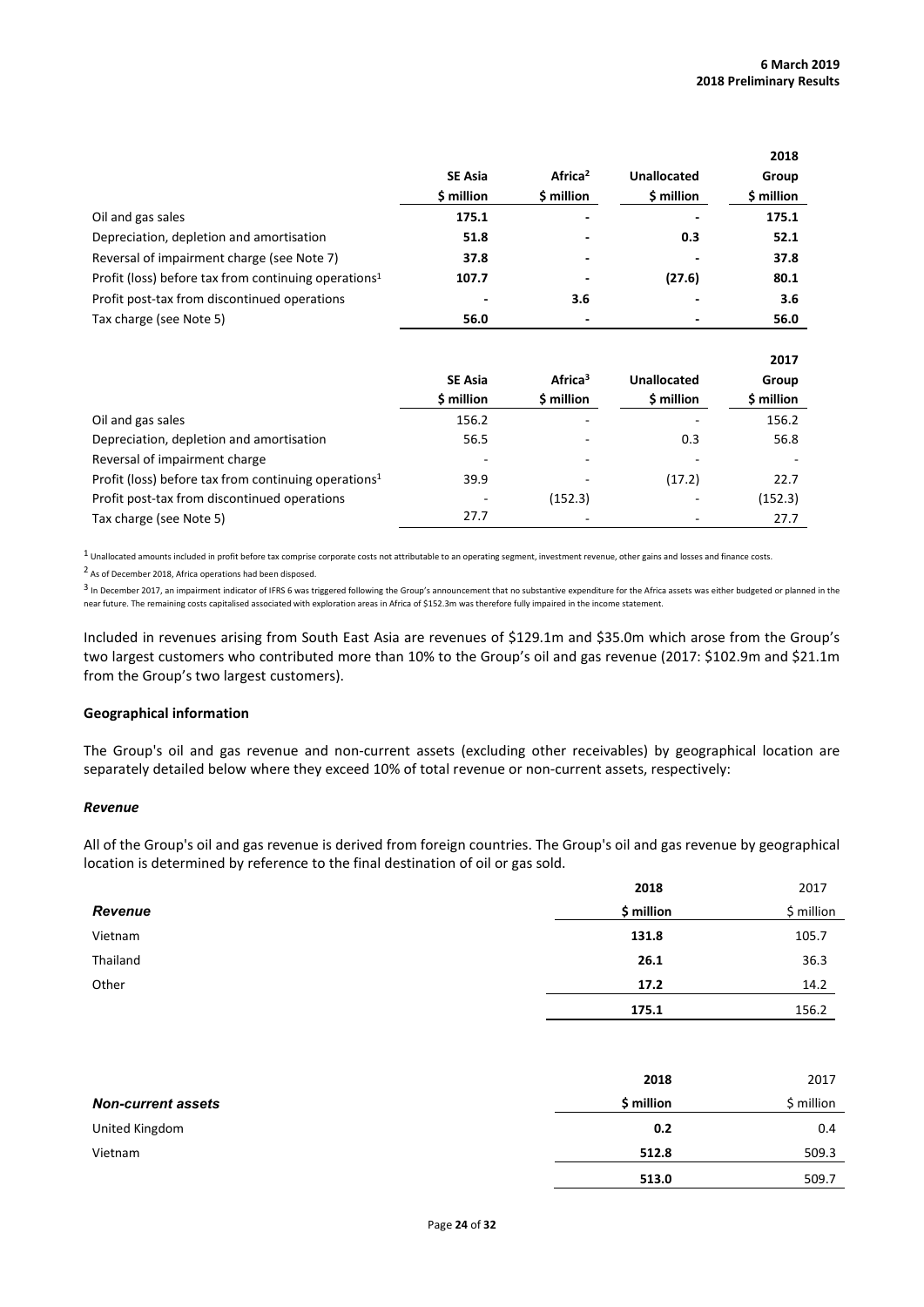| | SE Asia | Africa[2] | Unallocated | 2018 Group |
|---|---|---|---|---|
| | $ million | $ million | $ million | $ million |
| Oil and gas sales | **175.1** | **-** | **-** | **175.1** |
| Depreciation, depletion and amortisation | **51.8** | **-** | **0.3** | **52.1** |
| Reversal of impairment charge (see Note 7) | **37.8** | **-** | **-** | **37.8** |
| Profit (loss) before tax from continuing operations[1] | **107.7** | **-** | **(27.6)** | **80.1** |
| Profit post-tax from discontinued operations | **-** | **3.6** | **-** | **3.6** |
| Tax charge (see Note 5) | **56.0** | **-** | **-** | **56.0** |

| | SE Asia | Africa[3] | Unallocated | 2017 Group |
|---|---|---|---|---|
| | $ million | $ million | $ million | $ million |
| Oil and gas sales | 156.2 | - | - | 156.2 |
| Depreciation, depletion and amortisation | 56.5 | - | 0.3 | 56.8 |
| Reversal of impairment charge | - | - | - | - |
| Profit (loss) before tax from continuing operations[1] | 39.9 | - | (17.2) | 22.7 |
| Profit post-tax from discontinued operations | - | (152.3) | - | (152.3) |
| Tax charge (see Note 5) | 27.7 | - | - | 27.7 |

[1] Unallocated amounts included in profit before tax comprise corporate costs not attributable to an operating segment, investment revenue, other gains and losses and finance costs.

[2] As of December 2018, Africa operations had been disposed.

[3] In December 2017, an impairment indicator of IFRS 6 was triggered following the Group's announcement that no substantive expenditure for the Africa assets was either budgeted or planned in the near future. The remaining costs capitalised associated with exploration areas in Africa of $152.3m was therefore fully impaired in the income statement.

Included in revenues arising from South East Asia are revenues of $129.1m and $35.0m which arose from the Group's two largest customers who contributed more than 10% to the Group's oil and gas revenue (2017: $102.9m and $21.1m from the Group's two largest customers).

**Geographical information**

The Group's oil and gas revenue and non-current assets (excluding other receivables) by geographical location are separately detailed below where they exceed 10% of total revenue or non-current assets, respectively:

***Revenue***

All of the Group's oil and gas revenue is derived from foreign countries. The Group's oil and gas revenue by geographical location is determined by reference to the final destination of oil or gas sold.

| | 2018 | 2017 |
|---|---|---|
| ***Revenue*** | **$ million** | $ million |
| Vietnam | **131.8** | 105.7 |
| Thailand | **26.1** | 36.3 |
| Other | **17.2** | 14.2 |
| | **175.1** | 156.2 |

| | 2018 | 2017 |
|---|---|---|
| ***Non-current assets*** | **$ million** | $ million |
| United Kingdom | **0.2** | 0.4 |
| Vietnam | **512.8** | 509.3 |
| | **513.0** | 509.7 |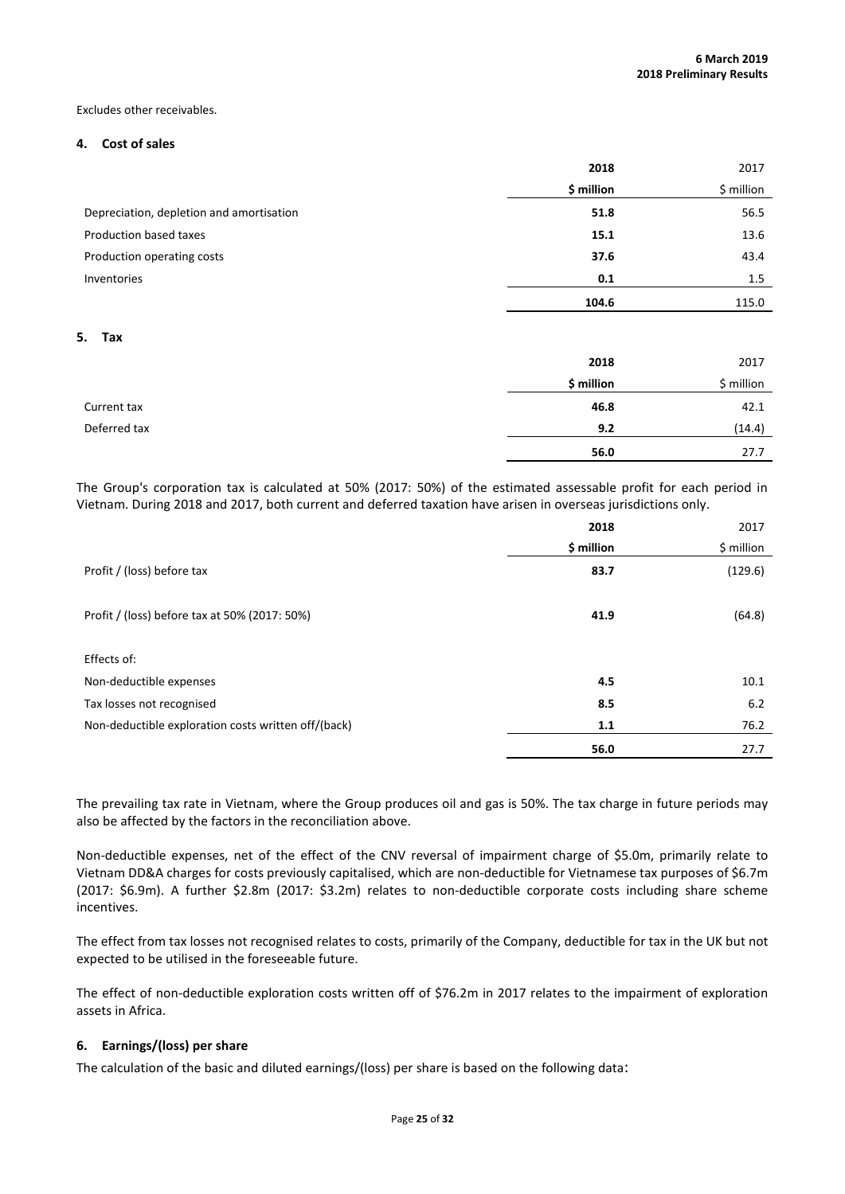Excludes other receivables.

## 4. Cost of sales

| | 2018 | 2017 |
|---|---|---|
| | **$ million** | $ million |
| Depreciation, depletion and amortisation | **51.8** | 56.5 |
| Production based taxes | **15.1** | 13.6 |
| Production operating costs | **37.6** | 43.4 |
| Inventories | **0.1** | 1.5 |
| | **104.6** | 115.0 |

## 5. Tax

| | 2018 | 2017 |
|---|---|---|
| | **$ million** | $ million |
| Current tax | **46.8** | 42.1 |
| Deferred tax | **9.2** | (14.4) |
| | **56.0** | 27.7 |

The Group's corporation tax is calculated at 50% (2017: 50%) of the estimated assessable profit for each period in Vietnam. During 2018 and 2017, both current and deferred taxation have arisen in overseas jurisdictions only.

| | 2018 | 2017 |
|---|---|---|
| | **$ million** | $ million |
| Profit / (loss) before tax | **83.7** | (129.6) |
| Profit / (loss) before tax at 50% (2017: 50%) | **41.9** | (64.8) |
| Effects of: | | |
| Non-deductible expenses | **4.5** | 10.1 |
| Tax losses not recognised | **8.5** | 6.2 |
| Non-deductible exploration costs written off/(back) | **1.1** | 76.2 |
| | **56.0** | 27.7 |

The prevailing tax rate in Vietnam, where the Group produces oil and gas is 50%. The tax charge in future periods may also be affected by the factors in the reconciliation above.

Non-deductible expenses, net of the effect of the CNV reversal of impairment charge of $5.0m, primarily relate to Vietnam DD&A charges for costs previously capitalised, which are non-deductible for Vietnamese tax purposes of $6.7m (2017: $6.9m). A further $2.8m (2017: $3.2m) relates to non-deductible corporate costs including share scheme incentives.

The effect from tax losses not recognised relates to costs, primarily of the Company, deductible for tax in the UK but not expected to be utilised in the foreseeable future.

The effect of non-deductible exploration costs written off of $76.2m in 2017 relates to the impairment of exploration assets in Africa.

## 6. Earnings/(loss) per share

The calculation of the basic and diluted earnings/(loss) per share is based on the following data: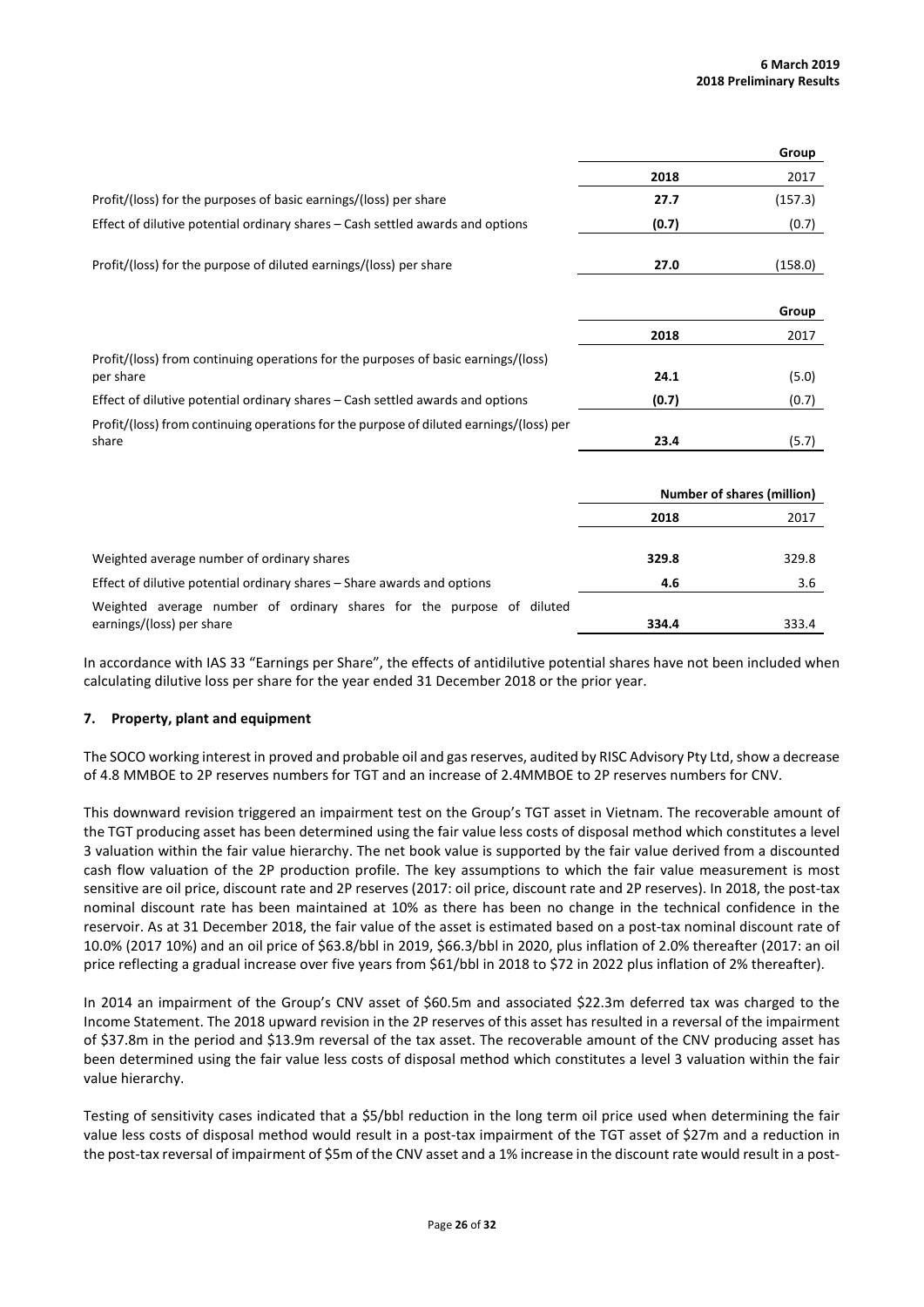| | Group | |
|---|---|---|
| | **2018** | 2017 |
| Profit/(loss) for the purposes of basic earnings/(loss) per share | **27.7** | (157.3) |
| Effect of dilutive potential ordinary shares – Cash settled awards and options | **(0.7)** | (0.7) |
| Profit/(loss) for the purpose of diluted earnings/(loss) per share | **27.0** | (158.0) |

| | Group | |
|---|---|---|
| | **2018** | 2017 |
| Profit/(loss) from continuing operations for the purposes of basic earnings/(loss) per share | **24.1** | (5.0) |
| Effect of dilutive potential ordinary shares – Cash settled awards and options | **(0.7)** | (0.7) |
| Profit/(loss) from continuing operations for the purpose of diluted earnings/(loss) per share | **23.4** | (5.7) |

| | Number of shares (million) | |
|---|---|---|
| | **2018** | 2017 |
| Weighted average number of ordinary shares | **329.8** | 329.8 |
| Effect of dilutive potential ordinary shares – Share awards and options | **4.6** | 3.6 |
| Weighted average number of ordinary shares for the purpose of diluted earnings/(loss) per share | **334.4** | 333.4 |

In accordance with IAS 33 "Earnings per Share", the effects of antidilutive potential shares have not been included when calculating dilutive loss per share for the year ended 31 December 2018 or the prior year.

## 7. Property, plant and equipment

The SOCO working interest in proved and probable oil and gas reserves, audited by RISC Advisory Pty Ltd, show a decrease of 4.8 MMBOE to 2P reserves numbers for TGT and an increase of 2.4MMBOE to 2P reserves numbers for CNV.

This downward revision triggered an impairment test on the Group's TGT asset in Vietnam. The recoverable amount of the TGT producing asset has been determined using the fair value less costs of disposal method which constitutes a level 3 valuation within the fair value hierarchy. The net book value is supported by the fair value derived from a discounted cash flow valuation of the 2P production profile. The key assumptions to which the fair value measurement is most sensitive are oil price, discount rate and 2P reserves (2017: oil price, discount rate and 2P reserves). In 2018, the post-tax nominal discount rate has been maintained at 10% as there has been no change in the technical confidence in the reservoir. As at 31 December 2018, the fair value of the asset is estimated based on a post-tax nominal discount rate of 10.0% (2017 10%) and an oil price of $63.8/bbl in 2019, $66.3/bbl in 2020, plus inflation of 2.0% thereafter (2017: an oil price reflecting a gradual increase over five years from $61/bbl in 2018 to $72 in 2022 plus inflation of 2% thereafter).

In 2014 an impairment of the Group's CNV asset of $60.5m and associated $22.3m deferred tax was charged to the Income Statement. The 2018 upward revision in the 2P reserves of this asset has resulted in a reversal of the impairment of $37.8m in the period and $13.9m reversal of the tax asset. The recoverable amount of the CNV producing asset has been determined using the fair value less costs of disposal method which constitutes a level 3 valuation within the fair value hierarchy.

Testing of sensitivity cases indicated that a $5/bbl reduction in the long term oil price used when determining the fair value less costs of disposal method would result in a post-tax impairment of the TGT asset of $27m and a reduction in the post-tax reversal of impairment of $5m of the CNV asset and a 1% increase in the discount rate would result in a post-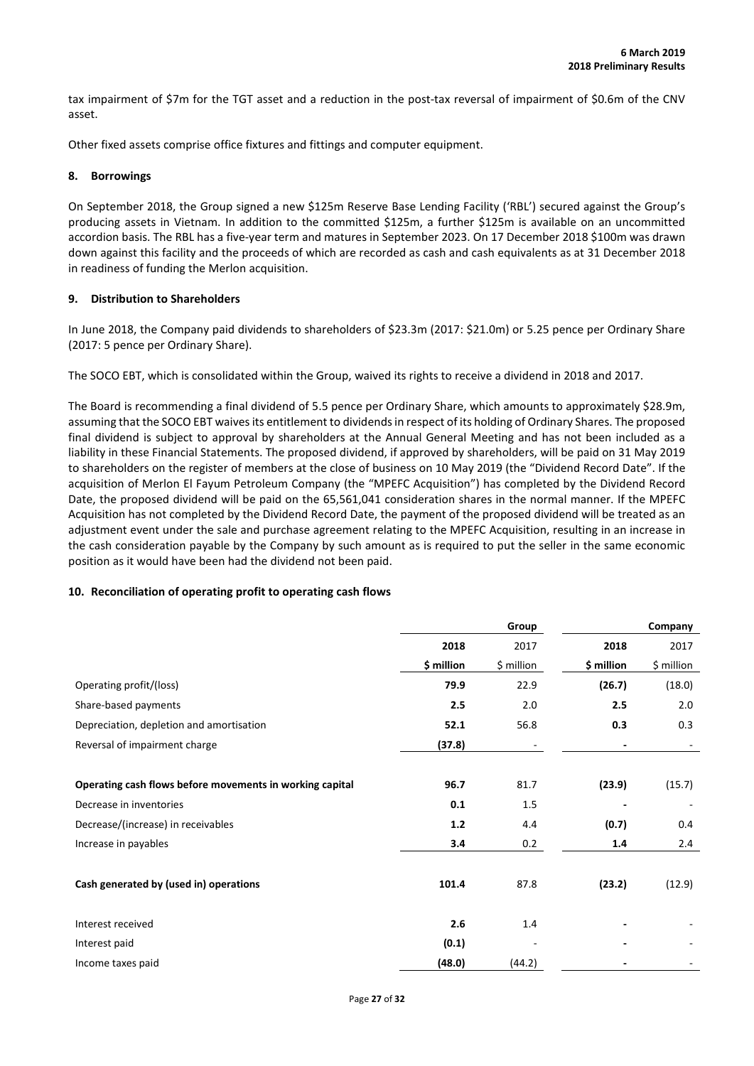tax impairment of $7m for the TGT asset and a reduction in the post-tax reversal of impairment of $0.6m of the CNV asset.

Other fixed assets comprise office fixtures and fittings and computer equipment.

### 8. Borrowings

On September 2018, the Group signed a new $125m Reserve Base Lending Facility ('RBL') secured against the Group's producing assets in Vietnam. In addition to the committed $125m, a further $125m is available on an uncommitted accordion basis. The RBL has a five-year term and matures in September 2023. On 17 December 2018 $100m was drawn down against this facility and the proceeds of which are recorded as cash and cash equivalents as at 31 December 2018 in readiness of funding the Merlon acquisition.

### 9. Distribution to Shareholders

In June 2018, the Company paid dividends to shareholders of $23.3m (2017: $21.0m) or 5.25 pence per Ordinary Share (2017: 5 pence per Ordinary Share).

The SOCO EBT, which is consolidated within the Group, waived its rights to receive a dividend in 2018 and 2017.

The Board is recommending a final dividend of 5.5 pence per Ordinary Share, which amounts to approximately $28.9m, assuming that the SOCO EBT waives its entitlement to dividends in respect of its holding of Ordinary Shares. The proposed final dividend is subject to approval by shareholders at the Annual General Meeting and has not been included as a liability in these Financial Statements. The proposed dividend, if approved by shareholders, will be paid on 31 May 2019 to shareholders on the register of members at the close of business on 10 May 2019 (the "Dividend Record Date". If the acquisition of Merlon El Fayum Petroleum Company (the "MPEFC Acquisition") has completed by the Dividend Record Date, the proposed dividend will be paid on the 65,561,041 consideration shares in the normal manner. If the MPEFC Acquisition has not completed by the Dividend Record Date, the payment of the proposed dividend will be treated as an adjustment event under the sale and purchase agreement relating to the MPEFC Acquisition, resulting in an increase in the cash consideration payable by the Company by such amount as is required to put the seller in the same economic position as it would have been had the dividend not been paid.

### 10. Reconciliation of operating profit to operating cash flows

| | Group | | Company | |
|---|---|---|---|---|
| | **2018** | 2017 | **2018** | 2017 |
| | **\$ million** | \$ million | **\$ million** | \$ million |
| Operating profit/(loss) | **79.9** | 22.9 | **(26.7)** | (18.0) |
| Share-based payments | **2.5** | 2.0 | **2.5** | 2.0 |
| Depreciation, depletion and amortisation | **52.1** | 56.8 | **0.3** | 0.3 |
| Reversal of impairment charge | **(37.8)** | - | **-** | - |
| **Operating cash flows before movements in working capital** | **96.7** | 81.7 | **(23.9)** | (15.7) |
| Decrease in inventories | **0.1** | 1.5 | **-** | - |
| Decrease/(increase) in receivables | **1.2** | 4.4 | **(0.7)** | 0.4 |
| Increase in payables | **3.4** | 0.2 | **1.4** | 2.4 |
| **Cash generated by (used in) operations** | **101.4** | 87.8 | **(23.2)** | (12.9) |
| Interest received | **2.6** | 1.4 | **-** | - |
| Interest paid | **(0.1)** | - | **-** | - |
| Income taxes paid | **(48.0)** | (44.2) | **-** | - |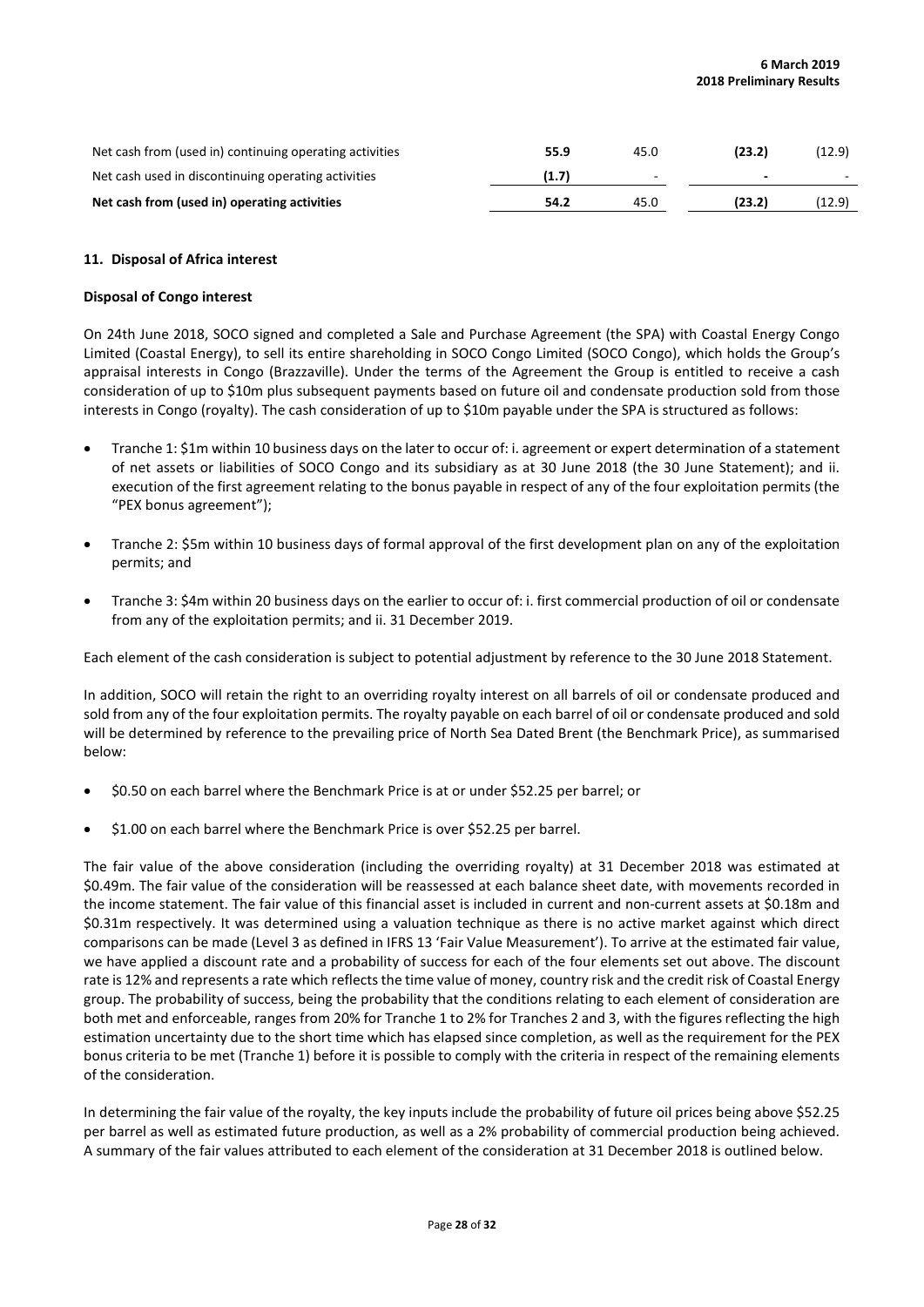| | | | | |
|---|---|---|---|---|
| Net cash from (used in) continuing operating activities | **55.9** | 45.0 | **(23.2)** | (12.9) |
| Net cash used in discontinuing operating activities | **(1.7)** | - | **-** | - |
| **Net cash from (used in) operating activities** | **54.2** | 45.0 | **(23.2)** | (12.9) |

## 11. Disposal of Africa interest

### Disposal of Congo interest

On 24th June 2018, SOCO signed and completed a Sale and Purchase Agreement (the SPA) with Coastal Energy Congo Limited (Coastal Energy), to sell its entire shareholding in SOCO Congo Limited (SOCO Congo), which holds the Group's appraisal interests in Congo (Brazzaville). Under the terms of the Agreement the Group is entitled to receive a cash consideration of up to $10m plus subsequent payments based on future oil and condensate production sold from those interests in Congo (royalty). The cash consideration of up to $10m payable under the SPA is structured as follows:

- Tranche 1: $1m within 10 business days on the later to occur of: i. agreement or expert determination of a statement of net assets or liabilities of SOCO Congo and its subsidiary as at 30 June 2018 (the 30 June Statement); and ii. execution of the first agreement relating to the bonus payable in respect of any of the four exploitation permits (the "PEX bonus agreement");
- Tranche 2: $5m within 10 business days of formal approval of the first development plan on any of the exploitation permits; and
- Tranche 3: $4m within 20 business days on the earlier to occur of: i. first commercial production of oil or condensate from any of the exploitation permits; and ii. 31 December 2019.

Each element of the cash consideration is subject to potential adjustment by reference to the 30 June 2018 Statement.

In addition, SOCO will retain the right to an overriding royalty interest on all barrels of oil or condensate produced and sold from any of the four exploitation permits. The royalty payable on each barrel of oil or condensate produced and sold will be determined by reference to the prevailing price of North Sea Dated Brent (the Benchmark Price), as summarised below:

- $0.50 on each barrel where the Benchmark Price is at or under $52.25 per barrel; or
- $1.00 on each barrel where the Benchmark Price is over $52.25 per barrel.

The fair value of the above consideration (including the overriding royalty) at 31 December 2018 was estimated at $0.49m. The fair value of the consideration will be reassessed at each balance sheet date, with movements recorded in the income statement. The fair value of this financial asset is included in current and non-current assets at $0.18m and $0.31m respectively. It was determined using a valuation technique as there is no active market against which direct comparisons can be made (Level 3 as defined in IFRS 13 'Fair Value Measurement'). To arrive at the estimated fair value, we have applied a discount rate and a probability of success for each of the four elements set out above. The discount rate is 12% and represents a rate which reflects the time value of money, country risk and the credit risk of Coastal Energy group. The probability of success, being the probability that the conditions relating to each element of consideration are both met and enforceable, ranges from 20% for Tranche 1 to 2% for Tranches 2 and 3, with the figures reflecting the high estimation uncertainty due to the short time which has elapsed since completion, as well as the requirement for the PEX bonus criteria to be met (Tranche 1) before it is possible to comply with the criteria in respect of the remaining elements of the consideration.

In determining the fair value of the royalty, the key inputs include the probability of future oil prices being above $52.25 per barrel as well as estimated future production, as well as a 2% probability of commercial production being achieved. A summary of the fair values attributed to each element of the consideration at 31 December 2018 is outlined below.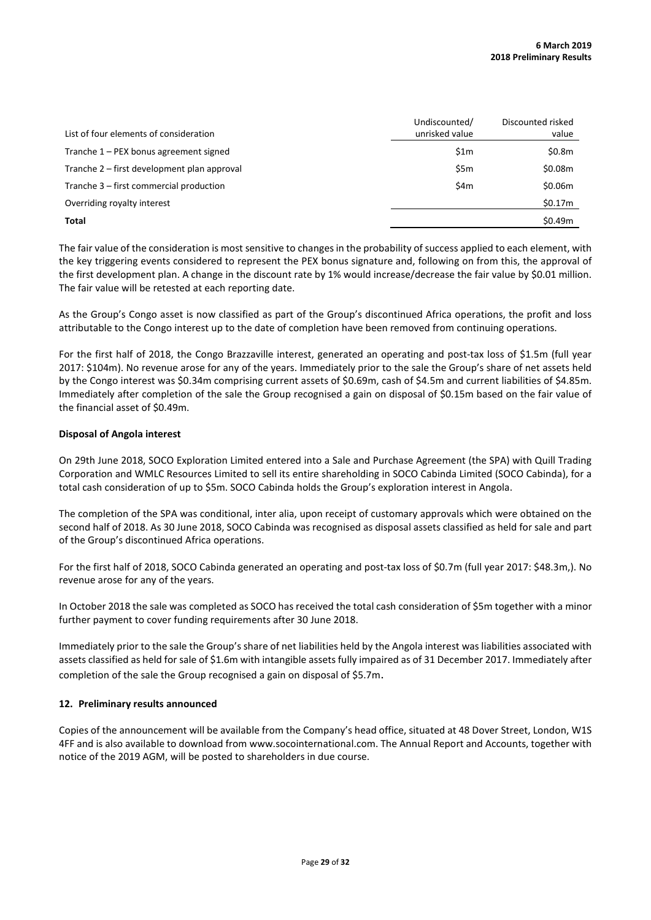| List of four elements of consideration | Undiscounted/ unrisked value | Discounted risked value |
|---|---|---|
| Tranche 1 – PEX bonus agreement signed | $1m | $0.8m |
| Tranche 2 – first development plan approval | $5m | $0.08m |
| Tranche 3 – first commercial production | $4m | $0.06m |
| Overriding royalty interest | | $0.17m |
| **Total** | | $0.49m |

The fair value of the consideration is most sensitive to changes in the probability of success applied to each element, with the key triggering events considered to represent the PEX bonus signature and, following on from this, the approval of the first development plan. A change in the discount rate by 1% would increase/decrease the fair value by $0.01 million. The fair value will be retested at each reporting date.

As the Group's Congo asset is now classified as part of the Group's discontinued Africa operations, the profit and loss attributable to the Congo interest up to the date of completion have been removed from continuing operations.

For the first half of 2018, the Congo Brazzaville interest, generated an operating and post-tax loss of $1.5m (full year 2017: $104m). No revenue arose for any of the years. Immediately prior to the sale the Group's share of net assets held by the Congo interest was $0.34m comprising current assets of $0.69m, cash of $4.5m and current liabilities of $4.85m. Immediately after completion of the sale the Group recognised a gain on disposal of $0.15m based on the fair value of the financial asset of $0.49m.

**Disposal of Angola interest**

On 29th June 2018, SOCO Exploration Limited entered into a Sale and Purchase Agreement (the SPA) with Quill Trading Corporation and WMLC Resources Limited to sell its entire shareholding in SOCO Cabinda Limited (SOCO Cabinda), for a total cash consideration of up to $5m. SOCO Cabinda holds the Group's exploration interest in Angola.

The completion of the SPA was conditional, inter alia, upon receipt of customary approvals which were obtained on the second half of 2018. As 30 June 2018, SOCO Cabinda was recognised as disposal assets classified as held for sale and part of the Group's discontinued Africa operations.

For the first half of 2018, SOCO Cabinda generated an operating and post-tax loss of $0.7m (full year 2017: $48.3m,). No revenue arose for any of the years.

In October 2018 the sale was completed as SOCO has received the total cash consideration of $5m together with a minor further payment to cover funding requirements after 30 June 2018.

Immediately prior to the sale the Group's share of net liabilities held by the Angola interest was liabilities associated with assets classified as held for sale of $1.6m with intangible assets fully impaired as of 31 December 2017. Immediately after completion of the sale the Group recognised a gain on disposal of $5.7m.

**12. Preliminary results announced**

Copies of the announcement will be available from the Company's head office, situated at 48 Dover Street, London, W1S 4FF and is also available to download from www.socointernational.com. The Annual Report and Accounts, together with notice of the 2019 AGM, will be posted to shareholders in due course.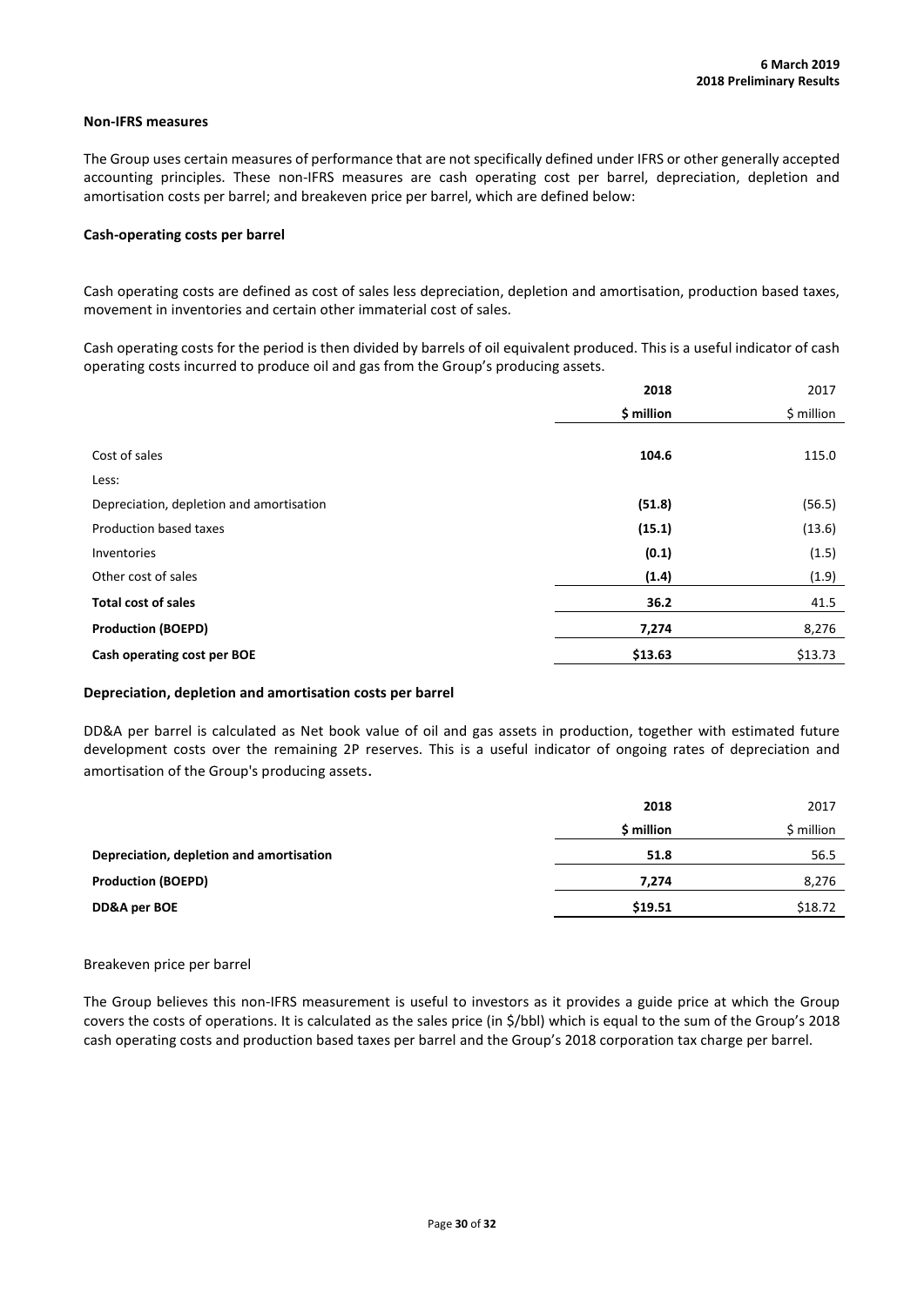## Non-IFRS measures

The Group uses certain measures of performance that are not specifically defined under IFRS or other generally accepted accounting principles. These non-IFRS measures are cash operating cost per barrel, depreciation, depletion and amortisation costs per barrel; and breakeven price per barrel, which are defined below:

### Cash-operating costs per barrel

Cash operating costs are defined as cost of sales less depreciation, depletion and amortisation, production based taxes, movement in inventories and certain other immaterial cost of sales.

Cash operating costs for the period is then divided by barrels of oil equivalent produced. This is a useful indicator of cash operating costs incurred to produce oil and gas from the Group's producing assets.

| | **2018** | 2017 |
|---|---|---|
| | **$ million** | $ million |
| Cost of sales | **104.6** | 115.0 |
| Less: | | |
| Depreciation, depletion and amortisation | **(51.8)** | (56.5) |
| Production based taxes | **(15.1)** | (13.6) |
| Inventories | **(0.1)** | (1.5) |
| Other cost of sales | **(1.4)** | (1.9) |
| **Total cost of sales** | **36.2** | 41.5 |
| **Production (BOEPD)** | **7,274** | 8,276 |
| **Cash operating cost per BOE** | **$13.63** | $13.73 |

### Depreciation, depletion and amortisation costs per barrel

DD&A per barrel is calculated as Net book value of oil and gas assets in production, together with estimated future development costs over the remaining 2P reserves. This is a useful indicator of ongoing rates of depreciation and amortisation of the Group's producing assets.

| | **2018** | 2017 |
|---|---|---|
| | **$ million** | $ million |
| **Depreciation, depletion and amortisation** | **51.8** | 56.5 |
| **Production (BOEPD)** | **7,274** | 8,276 |
| **DD&A per BOE** | **$19.51** | $18.72 |

Breakeven price per barrel

The Group believes this non-IFRS measurement is useful to investors as it provides a guide price at which the Group covers the costs of operations. It is calculated as the sales price (in $/bbl) which is equal to the sum of the Group's 2018 cash operating costs and production based taxes per barrel and the Group's 2018 corporation tax charge per barrel.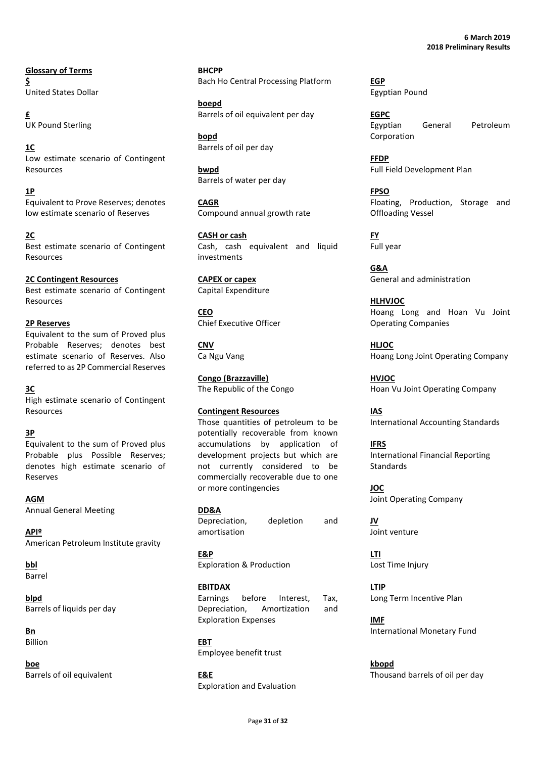**Glossary of Terms**

**$**
United States Dollar

**£**
UK Pound Sterling

**1C**
Low estimate scenario of Contingent Resources

**1P**
Equivalent to Prove Reserves; denotes low estimate scenario of Reserves

**2C**
Best estimate scenario of Contingent Resources

**2C Contingent Resources**
Best estimate scenario of Contingent Resources

**2P Reserves**
Equivalent to the sum of Proved plus Probable Reserves; denotes best estimate scenario of Reserves. Also referred to as 2P Commercial Reserves

**3C**
High estimate scenario of Contingent Resources

**3P**
Equivalent to the sum of Proved plus Probable plus Possible Reserves; denotes high estimate scenario of Reserves

**AGM**
Annual General Meeting

**APIº**
American Petroleum Institute gravity

**bbl**
Barrel

**blpd**
Barrels of liquids per day

**Bn**
Billion

**boe**
Barrels of oil equivalent

**BHCPP**
Bach Ho Central Processing Platform

**boepd**
Barrels of oil equivalent per day

**bopd**
Barrels of oil per day

**bwpd**
Barrels of water per day

**CAGR**
Compound annual growth rate

**CASH or cash**
Cash, cash equivalent and liquid investments

**CAPEX or capex**
Capital Expenditure

**CEO**
Chief Executive Officer

**CNV**
Ca Ngu Vang

**Congo (Brazzaville)**
The Republic of the Congo

**Contingent Resources**
Those quantities of petroleum to be potentially recoverable from known accumulations by application of development projects but which are not currently considered to be commercially recoverable due to one or more contingencies

**DD&A**
Depreciation, depletion and amortisation

**E&P**
Exploration & Production

**EBITDAX**
Earnings before Interest, Tax, Depreciation, Amortization and Exploration Expenses

**EBT**
Employee benefit trust

**E&E**
Exploration and Evaluation

**EGP**
Egyptian Pound

**EGPC**
Egyptian General Petroleum Corporation

**FFDP**
Full Field Development Plan

**FPSO**
Floating, Production, Storage and Offloading Vessel

**FY**
Full year

**G&A**
General and administration

**HLHVJOC**
Hoang Long and Hoan Vu Joint Operating Companies

**HLJOC**
Hoang Long Joint Operating Company

**HVJOC**
Hoan Vu Joint Operating Company

**IAS**
International Accounting Standards

**IFRS**
International Financial Reporting Standards

**JOC**
Joint Operating Company

**JV**
Joint venture

**LTI**
Lost Time Injury

**LTIP**
Long Term Incentive Plan

**IMF**
International Monetary Fund

**kbopd**
Thousand barrels of oil per day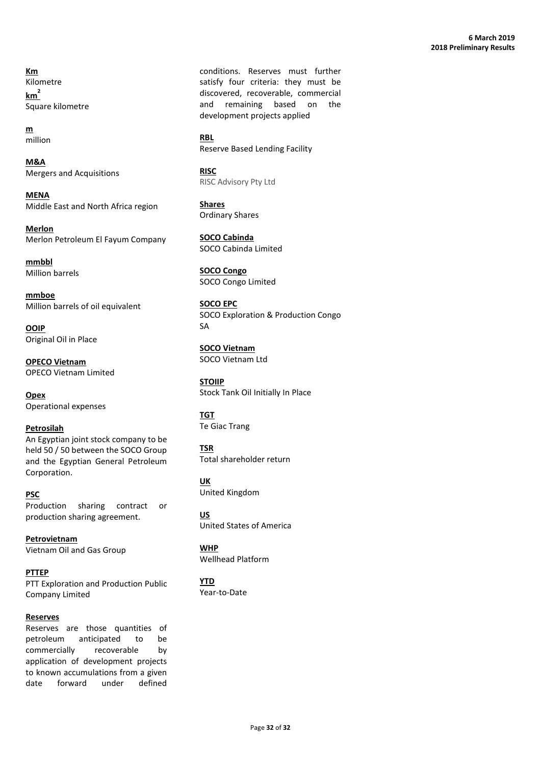**Km**
Kilometre

**km$^2$**
Square kilometre

**m**
million

**M&A**
Mergers and Acquisitions

**MENA**
Middle East and North Africa region

**Merlon**
Merlon Petroleum El Fayum Company

**mmbbl**
Million barrels

**mmboe**
Million barrels of oil equivalent

**OOIP**
Original Oil in Place

**OPECO Vietnam**
OPECO Vietnam Limited

**Opex**
Operational expenses

**Petrosilah**
An Egyptian joint stock company to be held 50 / 50 between the SOCO Group and the Egyptian General Petroleum Corporation.

**PSC**
Production sharing contract or production sharing agreement.

**Petrovietnam**
Vietnam Oil and Gas Group

**PTTEP**
PTT Exploration and Production Public Company Limited

**Reserves**
Reserves are those quantities of petroleum anticipated to be commercially recoverable by application of development projects to known accumulations from a given date forward under defined conditions. Reserves must further satisfy four criteria: they must be discovered, recoverable, commercial and remaining based on the development projects applied

**RBL**
Reserve Based Lending Facility

**RISC**
RISC Advisory Pty Ltd

**Shares**
Ordinary Shares

**SOCO Cabinda**
SOCO Cabinda Limited

**SOCO Congo**
SOCO Congo Limited

**SOCO EPC**
SOCO Exploration & Production Congo SA

**SOCO Vietnam**
SOCO Vietnam Ltd

**STOIIP**
Stock Tank Oil Initially In Place

**TGT**
Te Giac Trang

**TSR**
Total shareholder return

**UK**
United Kingdom

**US**
United States of America

**WHP**
Wellhead Platform

**YTD**
Year-to-Date